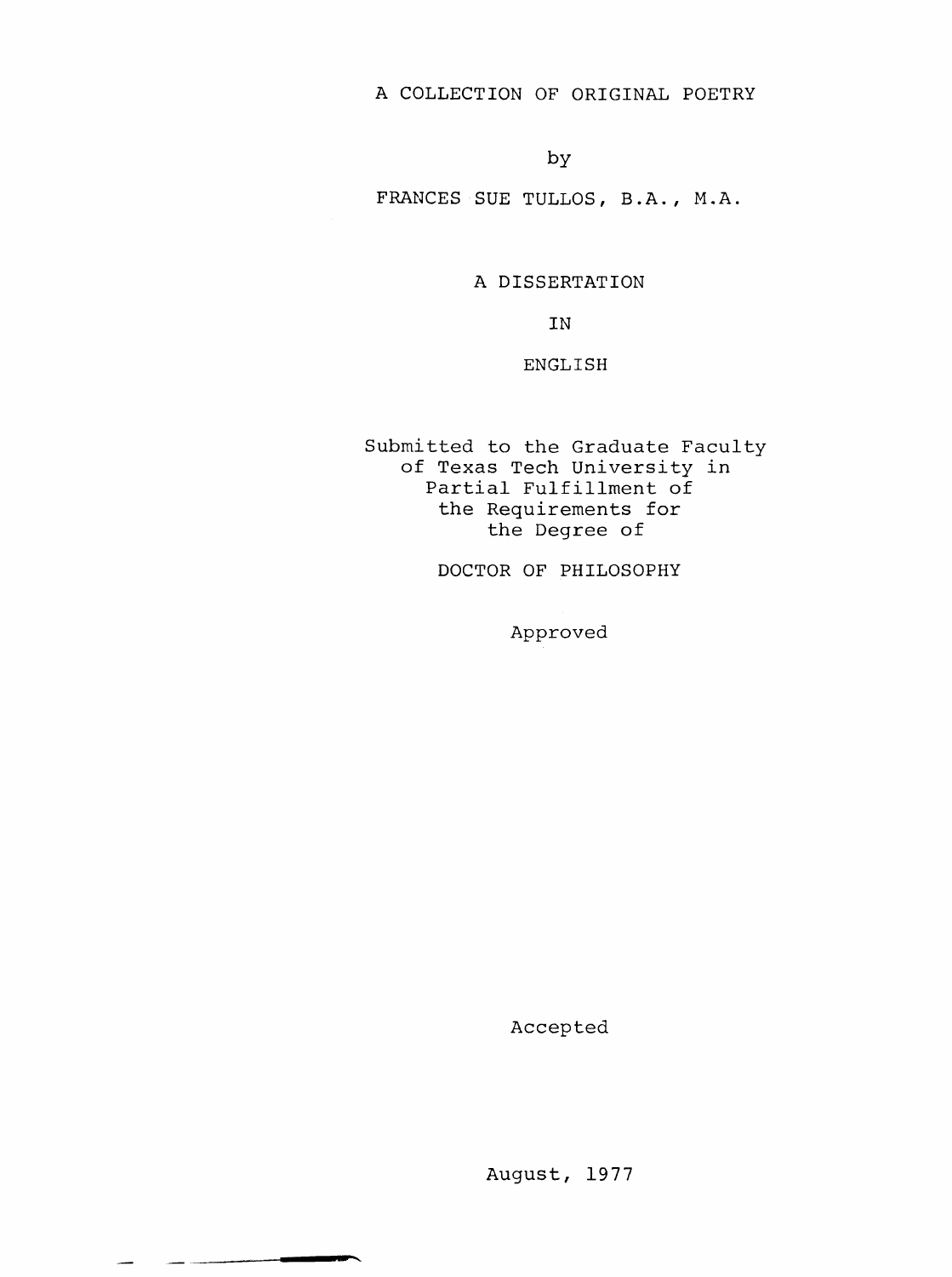# A COLLECTION OF ORIGINAL POETRY

by

FRANCES SUE TULLOS, B.A., M.A.

A DISSERTATION

IN

ENGLISH

Submitted to the Graduate Faculty
of Texas Tech University in
Partial Fulfillment of
the Requirements for
the Degree of

DOCTOR OF PHILOSOPHY

Approved

Accepted

August, 1977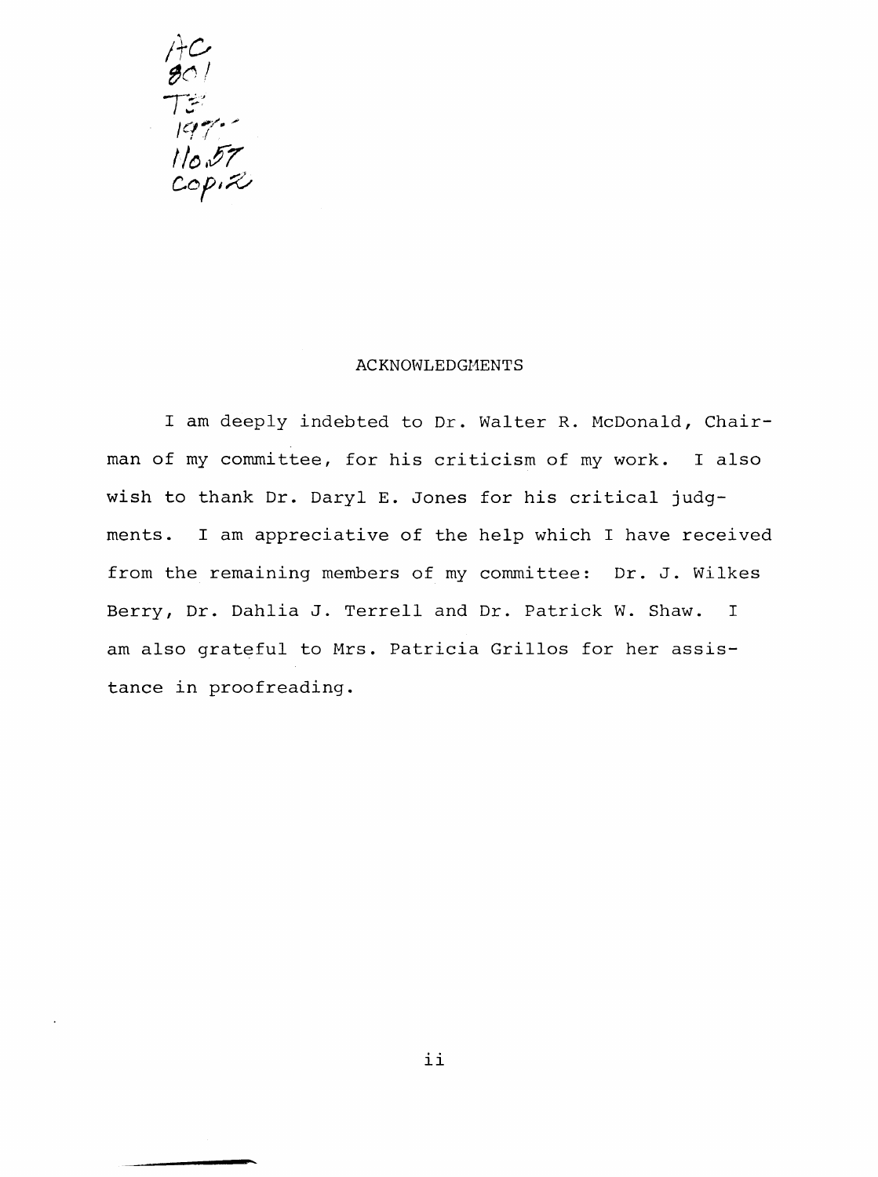AC
801
T3
197-
no.57
Cop. 2

## ACKNOWLEDGMENTS

I am deeply indebted to Dr. Walter R. McDonald, Chairman of my committee, for his criticism of my work. I also wish to thank Dr. Daryl E. Jones for his critical judgments. I am appreciative of the help which I have received from the remaining members of my committee: Dr. J. Wilkes Berry, Dr. Dahlia J. Terrell and Dr. Patrick W. Shaw. I am also grateful to Mrs. Patricia Grillos for her assistance in proofreading.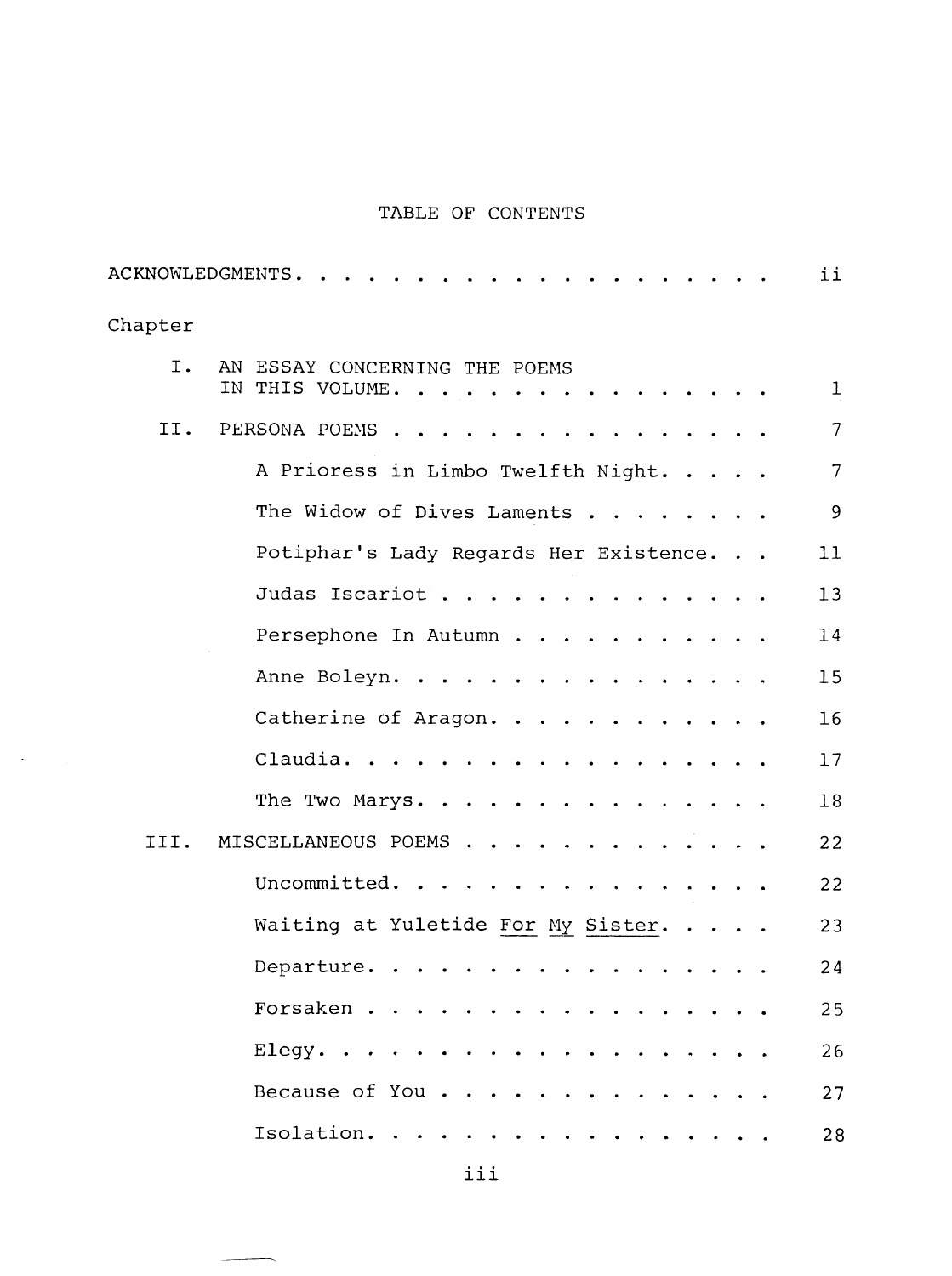# TABLE OF CONTENTS

| | | |
|---|---|---|
| ACKNOWLEDGMENTS | | ii |
| Chapter | | |
| I. | AN ESSAY CONCERNING THE POEMS IN THIS VOLUME | 1 |
| II. | PERSONA POEMS | 7 |
| | A Prioress in Limbo Twelfth Night | 7 |
| | The Widow of Dives Laments | 9 |
| | Potiphar's Lady Regards Her Existence | 11 |
| | Judas Iscariot | 13 |
| | Persephone In Autumn | 14 |
| | Anne Boleyn | 15 |
| | Catherine of Aragon | 16 |
| | Claudia | 17 |
| | The Two Marys | 18 |
| III. | MISCELLANEOUS POEMS | 22 |
| | Uncommitted | 22 |
| | Waiting at Yuletide <u>For</u> <u>My</u> <u>Sister</u> | 23 |
| | Departure | 24 |
| | Forsaken | 25 |
| | Elegy | 26 |
| | Because of You | 27 |
| | Isolation | 28 |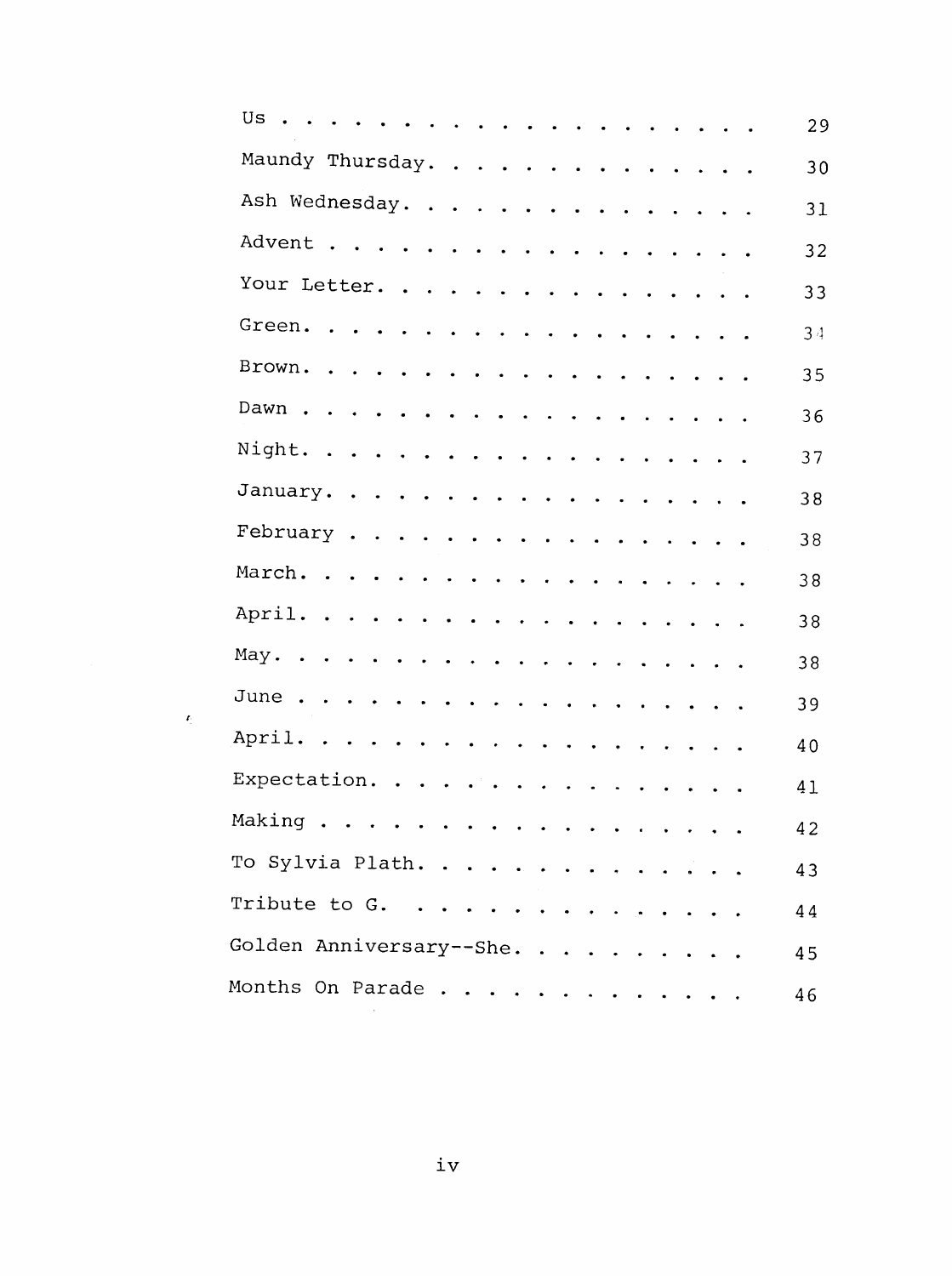| | |
|---|---|
| Us | 29 |
| Maundy Thursday | 30 |
| Ash Wednesday | 31 |
| Advent | 32 |
| Your Letter | 33 |
| Green | 34 |
| Brown | 35 |
| Dawn | 36 |
| Night | 37 |
| January | 38 |
| February | 38 |
| March | 38 |
| April | 38 |
| May | 38 |
| June | 39 |
| April | 40 |
| Expectation | 41 |
| Making | 42 |
| To Sylvia Plath | 43 |
| Tribute to G. | 44 |
| Golden Anniversary--She | 45 |
| Months On Parade | 46 |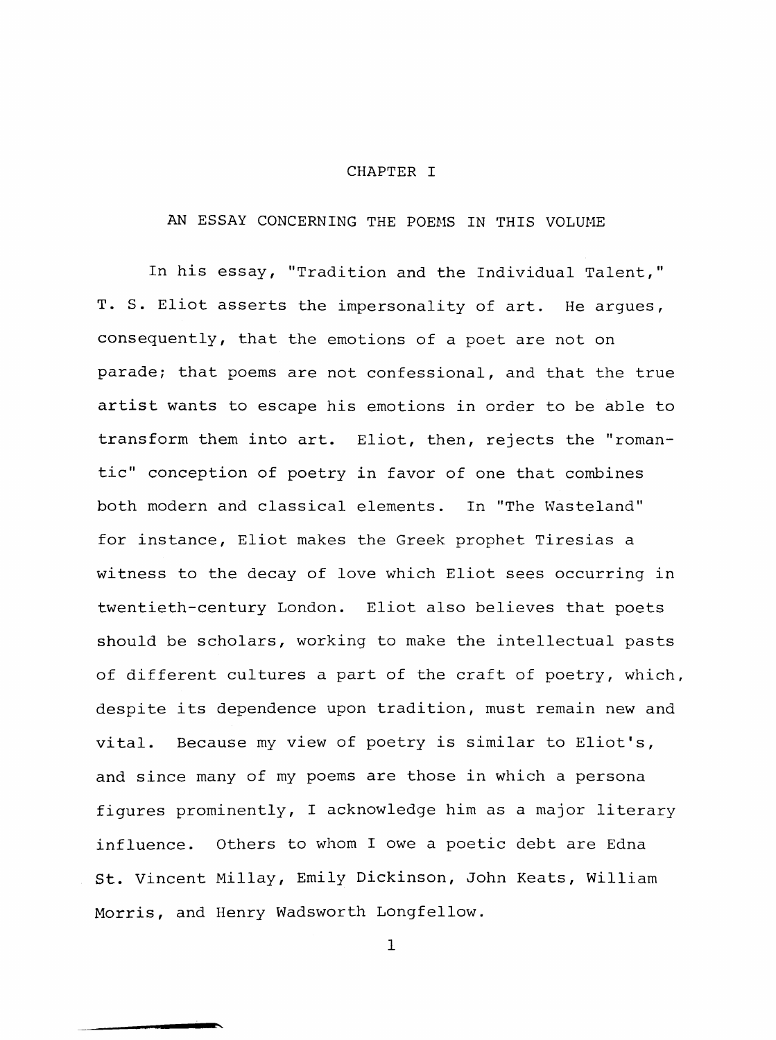# CHAPTER I

## AN ESSAY CONCERNING THE POEMS IN THIS VOLUME

In his essay, "Tradition and the Individual Talent," T. S. Eliot asserts the impersonality of art. He argues, consequently, that the emotions of a poet are not on parade; that poems are not confessional, and that the true artist wants to escape his emotions in order to be able to transform them into art. Eliot, then, rejects the "romantic" conception of poetry in favor of one that combines both modern and classical elements. In "The Wasteland" for instance, Eliot makes the Greek prophet Tiresias a witness to the decay of love which Eliot sees occurring in twentieth-century London. Eliot also believes that poets should be scholars, working to make the intellectual pasts of different cultures a part of the craft of poetry, which, despite its dependence upon tradition, must remain new and vital. Because my view of poetry is similar to Eliot's, and since many of my poems are those in which a persona figures prominently, I acknowledge him as a major literary influence. Others to whom I owe a poetic debt are Edna St. Vincent Millay, Emily Dickinson, John Keats, William Morris, and Henry Wadsworth Longfellow.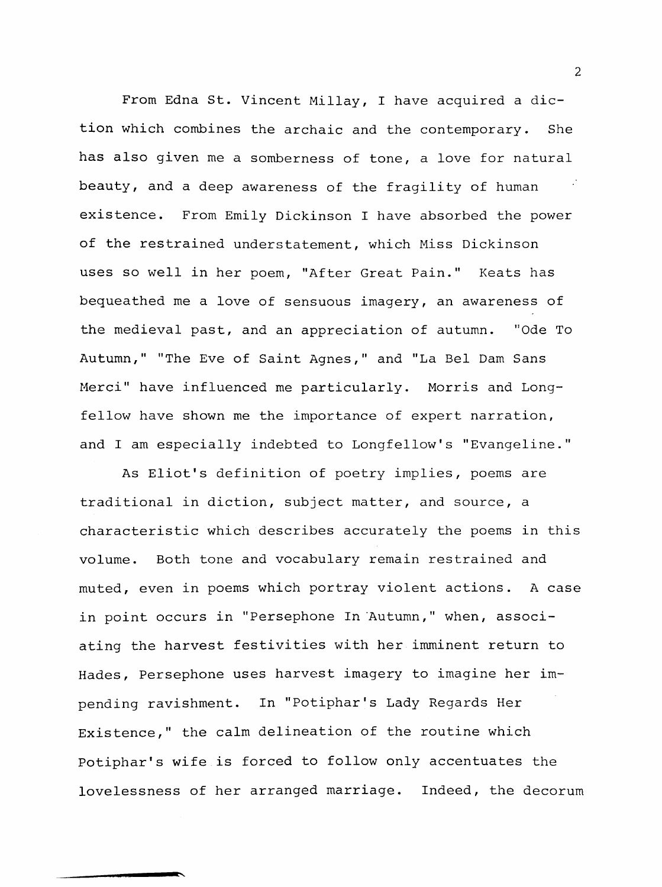From Edna St. Vincent Millay, I have acquired a diction which combines the archaic and the contemporary. She has also given me a somberness of tone, a love for natural beauty, and a deep awareness of the fragility of human existence. From Emily Dickinson I have absorbed the power of the restrained understatement, which Miss Dickinson uses so well in her poem, "After Great Pain." Keats has bequeathed me a love of sensuous imagery, an awareness of the medieval past, and an appreciation of autumn. "Ode To Autumn," "The Eve of Saint Agnes," and "La Bel Dam Sans Merci" have influenced me particularly. Morris and Longfellow have shown me the importance of expert narration, and I am especially indebted to Longfellow's "Evangeline."

As Eliot's definition of poetry implies, poems are traditional in diction, subject matter, and source, a characteristic which describes accurately the poems in this volume. Both tone and vocabulary remain restrained and muted, even in poems which portray violent actions. A case in point occurs in "Persephone In Autumn," when, associating the harvest festivities with her imminent return to Hades, Persephone uses harvest imagery to imagine her impending ravishment. In "Potiphar's Lady Regards Her Existence," the calm delineation of the routine which Potiphar's wife is forced to follow only accentuates the lovelessness of her arranged marriage. Indeed, the decorum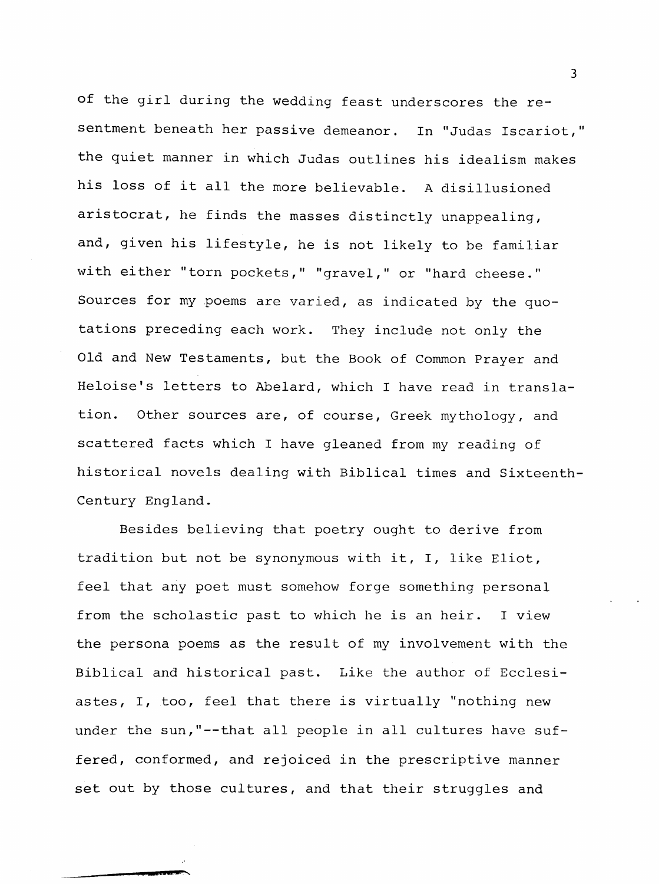of the girl during the wedding feast underscores the resentment beneath her passive demeanor. In "Judas Iscariot," the quiet manner in which Judas outlines his idealism makes his loss of it all the more believable. A disillusioned aristocrat, he finds the masses distinctly unappealing, and, given his lifestyle, he is not likely to be familiar with either "torn pockets," "gravel," or "hard cheese." Sources for my poems are varied, as indicated by the quotations preceding each work. They include not only the Old and New Testaments, but the Book of Common Prayer and Heloise's letters to Abelard, which I have read in translation. Other sources are, of course, Greek mythology, and scattered facts which I have gleaned from my reading of historical novels dealing with Biblical times and Sixteenth-Century England.

Besides believing that poetry ought to derive from tradition but not be synonymous with it, I, like Eliot, feel that any poet must somehow forge something personal from the scholastic past to which he is an heir. I view the persona poems as the result of my involvement with the Biblical and historical past. Like the author of Ecclesiastes, I, too, feel that there is virtually "nothing new under the sun,"--that all people in all cultures have suffered, conformed, and rejoiced in the prescriptive manner set out by those cultures, and that their struggles and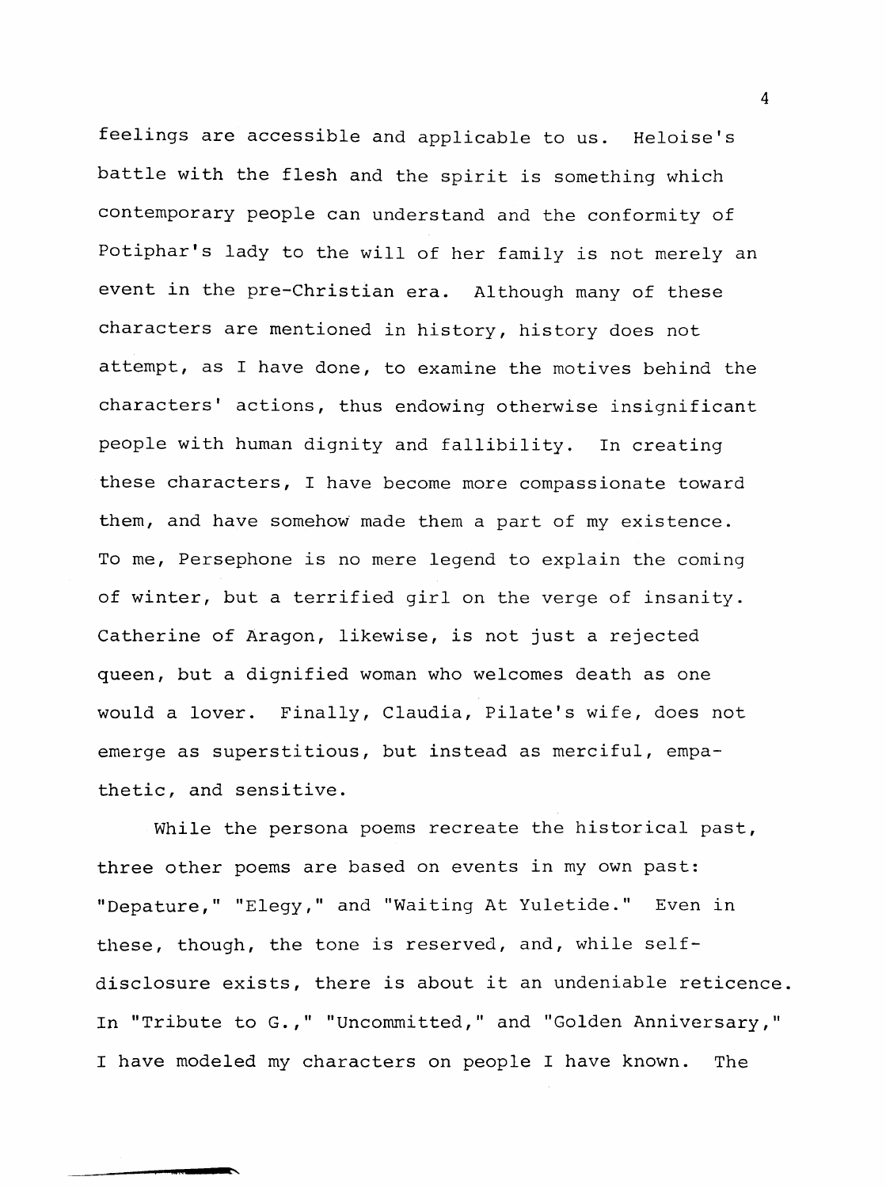feelings are accessible and applicable to us. Heloise's battle with the flesh and the spirit is something which contemporary people can understand and the conformity of Potiphar's lady to the will of her family is not merely an event in the pre-Christian era. Although many of these characters are mentioned in history, history does not attempt, as I have done, to examine the motives behind the characters' actions, thus endowing otherwise insignificant people with human dignity and fallibility. In creating these characters, I have become more compassionate toward them, and have somehow made them a part of my existence. To me, Persephone is no mere legend to explain the coming of winter, but a terrified girl on the verge of insanity. Catherine of Aragon, likewise, is not just a rejected queen, but a dignified woman who welcomes death as one would a lover. Finally, Claudia, Pilate's wife, does not emerge as superstitious, but instead as merciful, empathetic, and sensitive.

While the persona poems recreate the historical past, three other poems are based on events in my own past: "Depature," "Elegy," and "Waiting At Yuletide." Even in these, though, the tone is reserved, and, while self-disclosure exists, there is about it an undeniable reticence. In "Tribute to G.," "Uncommitted," and "Golden Anniversary," I have modeled my characters on people I have known. The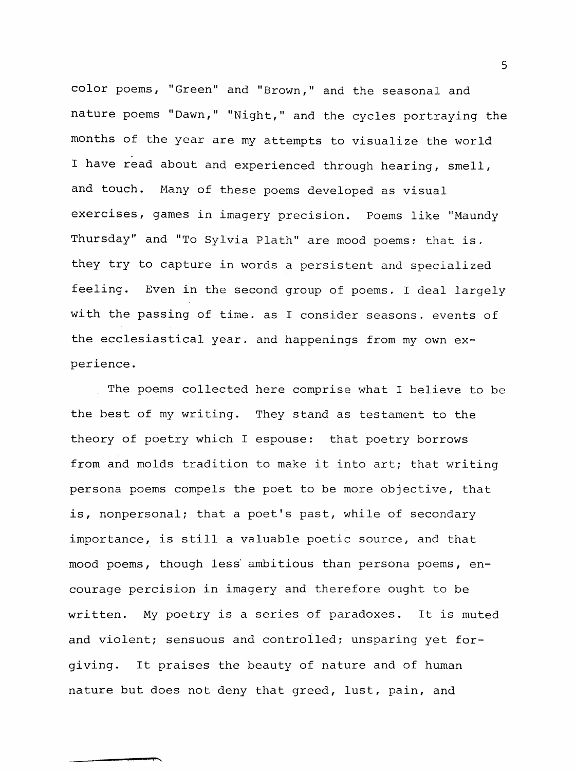color poems, "Green" and "Brown," and the seasonal and nature poems "Dawn," "Night," and the cycles portraying the months of the year are my attempts to visualize the world I have read about and experienced through hearing, smell, and touch. Many of these poems developed as visual exercises, games in imagery precision. Poems like "Maundy Thursday" and "To Sylvia Plath" are mood poems: that is, they try to capture in words a persistent and specialized feeling. Even in the second group of poems, I deal largely with the passing of time, as I consider seasons, events of the ecclesiastical year, and happenings from my own experience.

The poems collected here comprise what I believe to be the best of my writing. They stand as testament to the theory of poetry which I espouse: that poetry borrows from and molds tradition to make it into art; that writing persona poems compels the poet to be more objective, that is, nonpersonal; that a poet's past, while of secondary importance, is still a valuable poetic source, and that mood poems, though less ambitious than persona poems, encourage percision in imagery and therefore ought to be written. My poetry is a series of paradoxes. It is muted and violent; sensuous and controlled; unsparing yet forgiving. It praises the beauty of nature and of human nature but does not deny that greed, lust, pain, and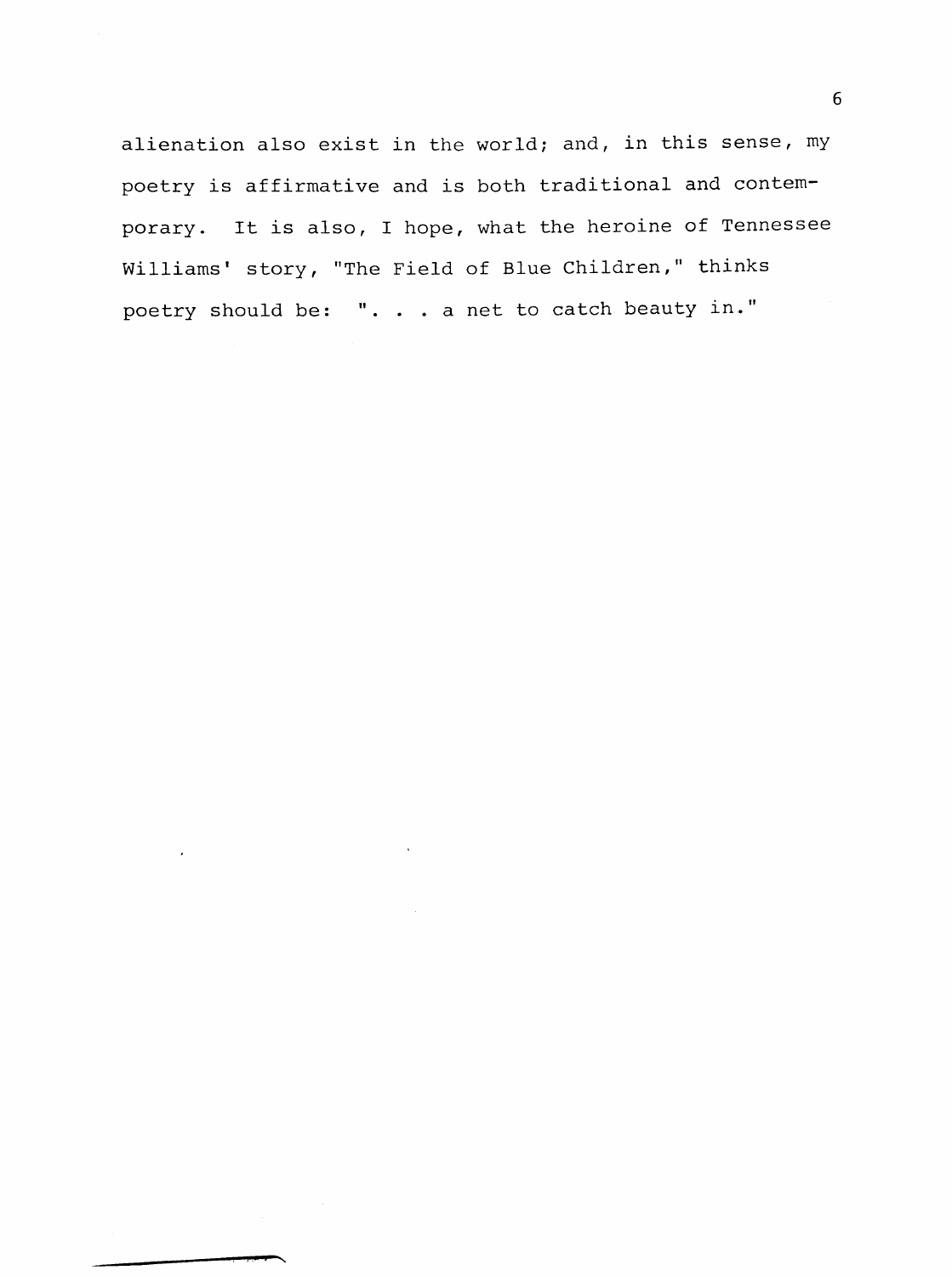alienation also exist in the world; and, in this sense, my poetry is affirmative and is both traditional and contemporary. It is also, I hope, what the heroine of Tennessee Williams' story, "The Field of Blue Children," thinks poetry should be: ". . . a net to catch beauty in."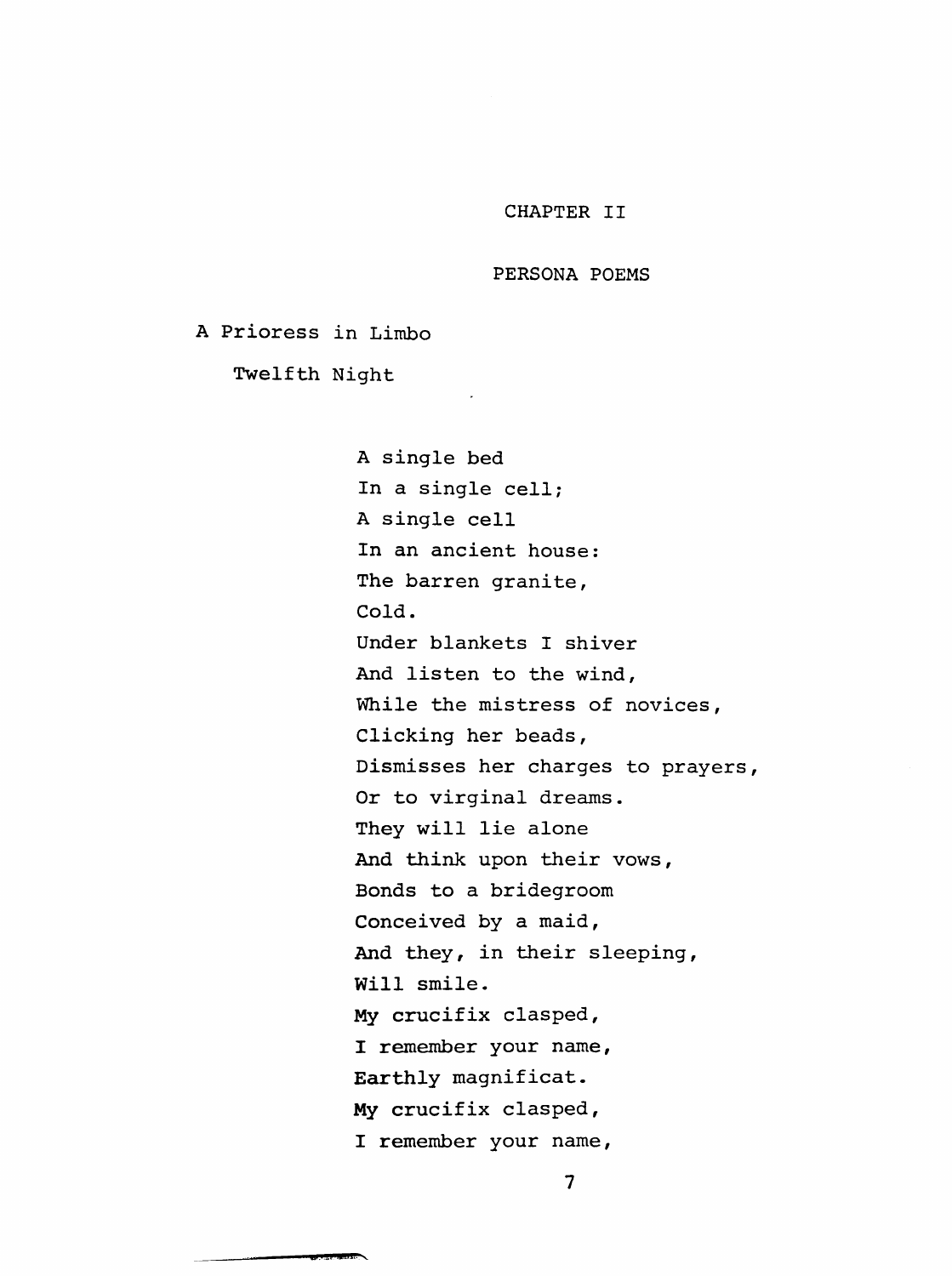# CHAPTER II

## PERSONA POEMS

### A Prioress in Limbo

#### Twelfth Night

A single bed  
In a single cell;  
A single cell  
In an ancient house:  
The barren granite,  
Cold.  
Under blankets I shiver  
And listen to the wind,  
While the mistress of novices,  
Clicking her beads,  
Dismisses her charges to prayers,  
Or to virginal dreams.  
They will lie alone  
And think upon their vows,  
Bonds to a bridegroom  
Conceived by a maid,  
And they, in their sleeping,  
Will smile.  
My crucifix clasped,  
I remember your name,  
Earthly magnificat.  
My crucifix clasped,  
I remember your name,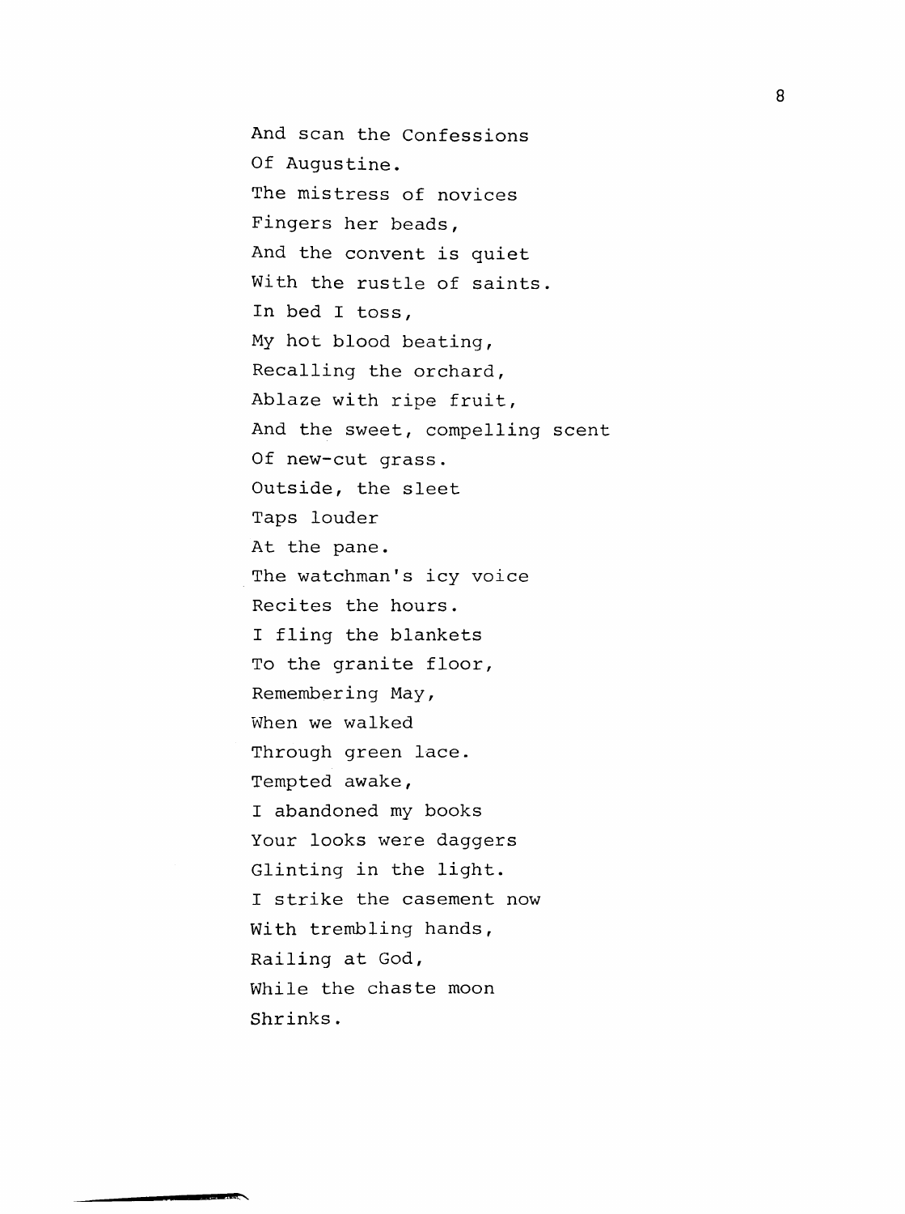And scan the Confessions  
Of Augustine.  
The mistress of novices  
Fingers her beads,  
And the convent is quiet  
With the rustle of saints.  
In bed I toss,  
My hot blood beating,  
Recalling the orchard,  
Ablaze with ripe fruit,  
And the sweet, compelling scent  
Of new-cut grass.  
Outside, the sleet  
Taps louder  
At the pane.  
The watchman's icy voice  
Recites the hours.  
I fling the blankets  
To the granite floor,  
Remembering May,  
When we walked  
Through green lace.  
Tempted awake,  
I abandoned my books  
Your looks were daggers  
Glinting in the light.  
I strike the casement now  
With trembling hands,  
Railing at God,  
While the chaste moon  
Shrinks.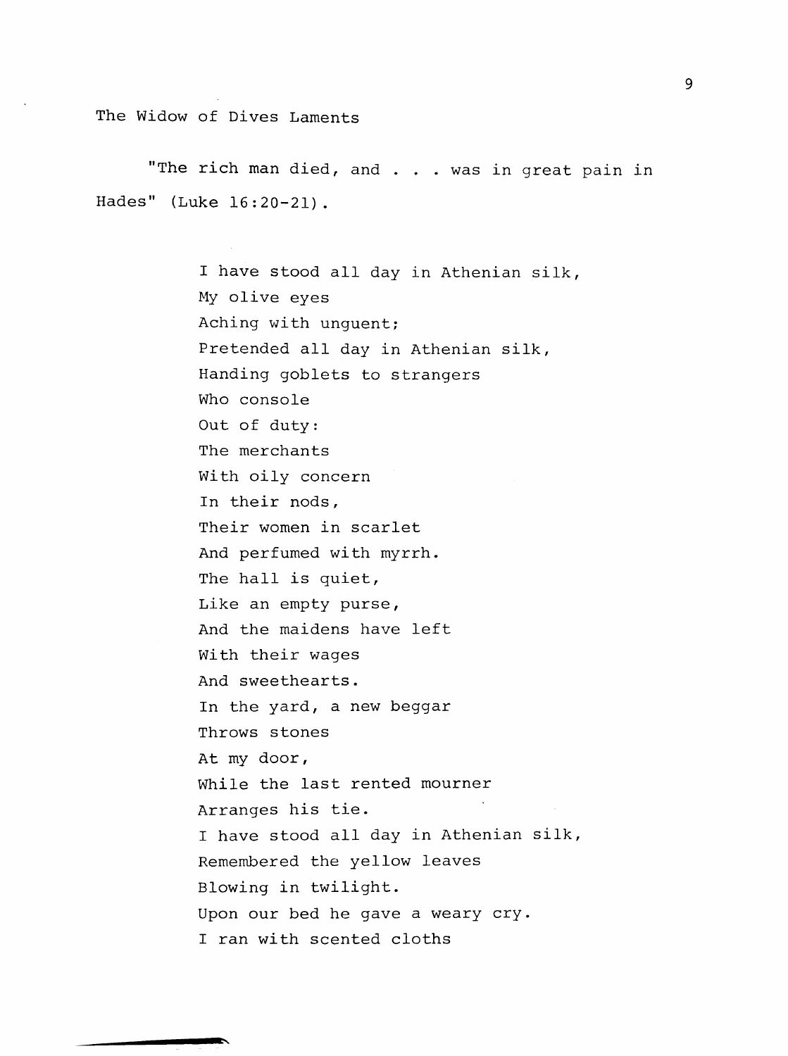## The Widow of Dives Laments

"The rich man died, and . . . was in great pain in Hades" (Luke 16:20-21).

I have stood all day in Athenian silk,  
My olive eyes  
Aching with unguent;  
Pretended all day in Athenian silk,  
Handing goblets to strangers  
Who console  
Out of duty:  
The merchants  
With oily concern  
In their nods,  
Their women in scarlet  
And perfumed with myrrh.  
The hall is quiet,  
Like an empty purse,  
And the maidens have left  
With their wages  
And sweethearts.  
In the yard, a new beggar  
Throws stones  
At my door,  
While the last rented mourner  
Arranges his tie.  
I have stood all day in Athenian silk,  
Remembered the yellow leaves  
Blowing in twilight.  
Upon our bed he gave a weary cry.  
I ran with scented cloths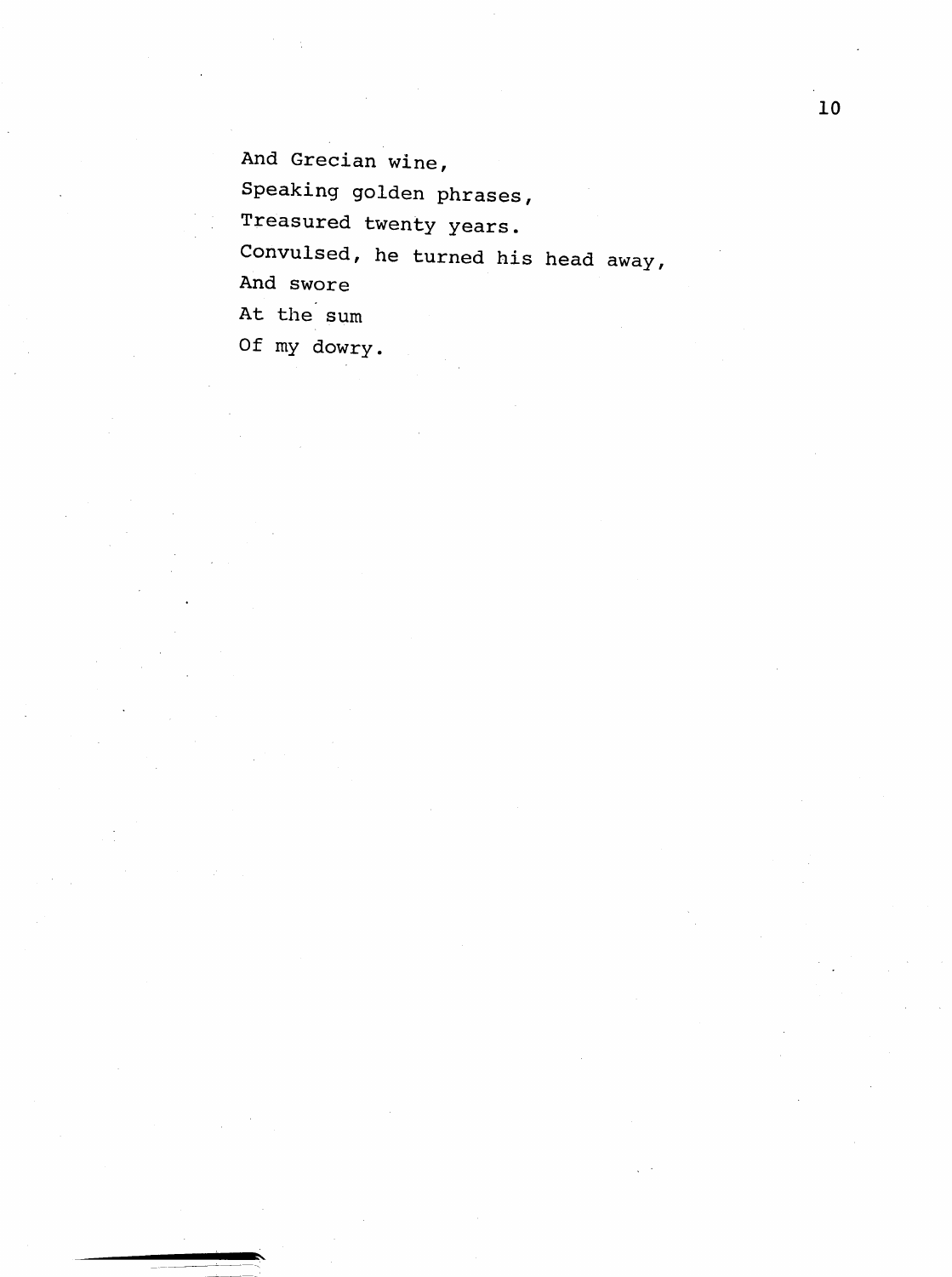And Grecian wine,  
Speaking golden phrases,  
Treasured twenty years.  
Convulsed, he turned his head away,  
And swore  
At the sum  
Of my dowry.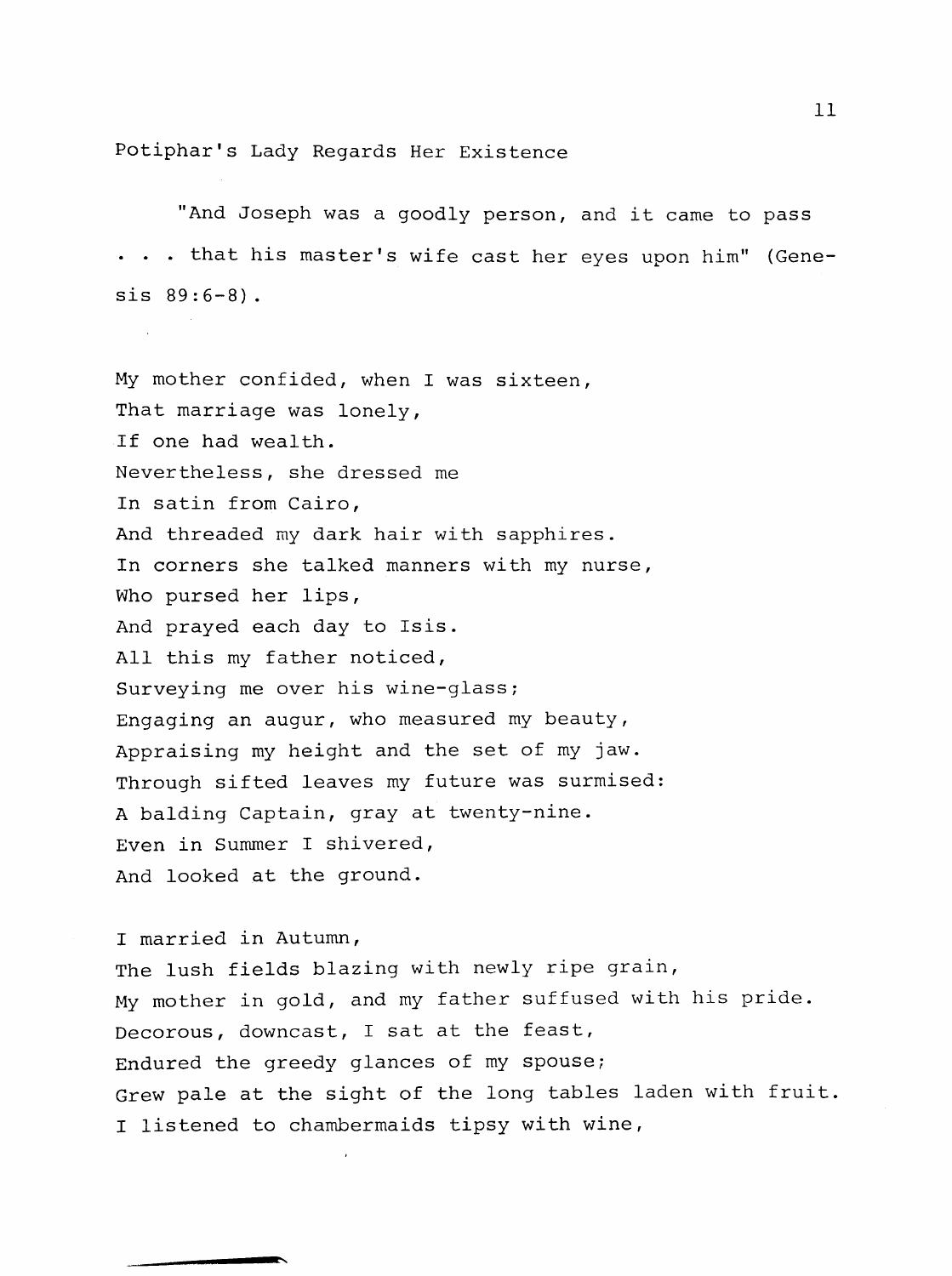## Potiphar's Lady Regards Her Existence

"And Joseph was a goodly person, and it came to pass . . . that his master's wife cast her eyes upon him" (Genesis 89:6-8).

My mother confided, when I was sixteen,  
That marriage was lonely,  
If one had wealth.  
Nevertheless, she dressed me  
In satin from Cairo,  
And threaded my dark hair with sapphires.  
In corners she talked manners with my nurse,  
Who pursed her lips,  
And prayed each day to Isis.  
All this my father noticed,  
Surveying me over his wine-glass;  
Engaging an augur, who measured my beauty,  
Appraising my height and the set of my jaw.  
Through sifted leaves my future was surmised:  
A balding Captain, gray at twenty-nine.  
Even in Summer I shivered,  
And looked at the ground.

I married in Autumn,  
The lush fields blazing with newly ripe grain,  
My mother in gold, and my father suffused with his pride.  
Decorous, downcast, I sat at the feast,  
Endured the greedy glances of my spouse;  
Grew pale at the sight of the long tables laden with fruit.  
I listened to chambermaids tipsy with wine,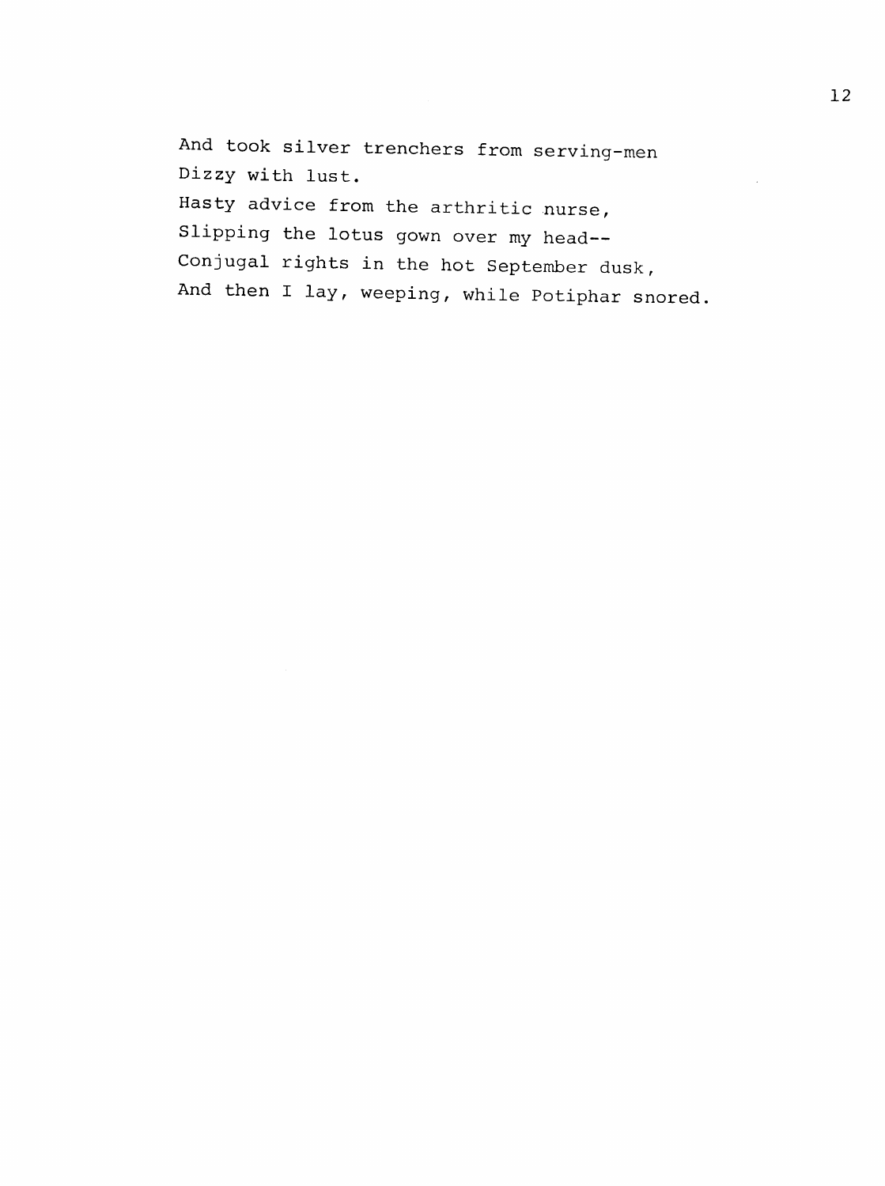And took silver trenchers from serving-men
Dizzy with lust.
Hasty advice from the arthritic nurse,
Slipping the lotus gown over my head--
Conjugal rights in the hot September dusk,
And then I lay, weeping, while Potiphar snored.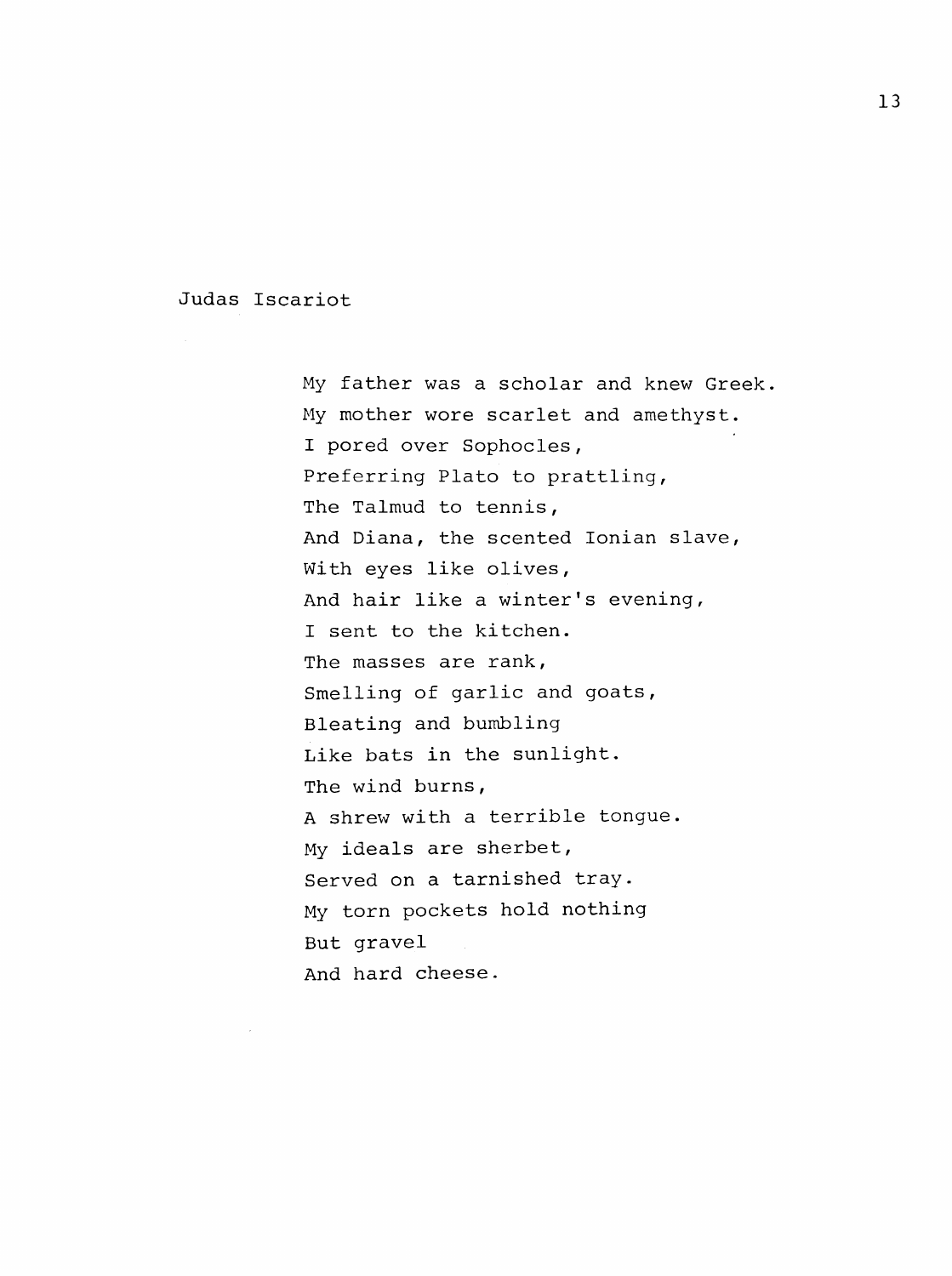## Judas Iscariot

My father was a scholar and knew Greek.  
My mother wore scarlet and amethyst.  
I pored over Sophocles,  
Preferring Plato to prattling,  
The Talmud to tennis,  
And Diana, the scented Ionian slave,  
With eyes like olives,  
And hair like a winter's evening,  
I sent to the kitchen.  
The masses are rank,  
Smelling of garlic and goats,  
Bleating and bumbling  
Like bats in the sunlight.  
The wind burns,  
A shrew with a terrible tongue.  
My ideals are sherbet,  
Served on a tarnished tray.  
My torn pockets hold nothing  
But gravel  
And hard cheese.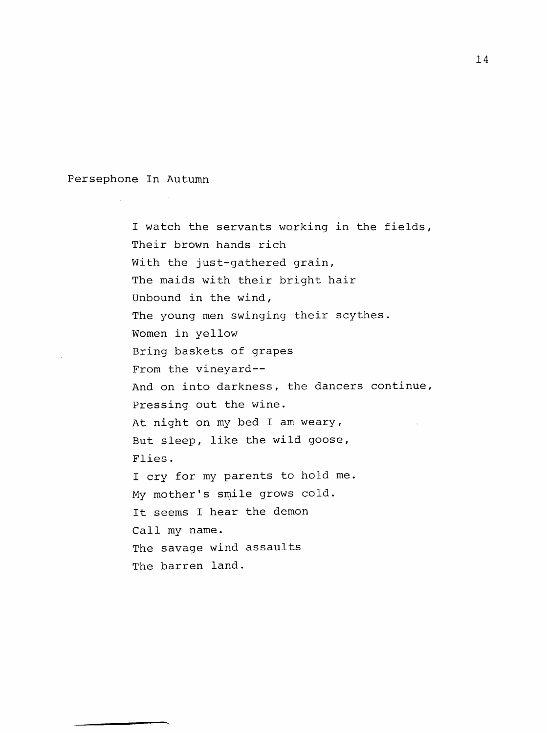## Persephone In Autumn

I watch the servants working in the fields,  
Their brown hands rich  
With the just-gathered grain,  
The maids with their bright hair  
Unbound in the wind,  
The young men swinging their scythes.  
Women in yellow  
Bring baskets of grapes  
From the vineyard--  
And on into darkness, the dancers continue,  
Pressing out the wine.  
At night on my bed I am weary,  
But sleep, like the wild goose,  
Flies.  
I cry for my parents to hold me.  
My mother's smile grows cold.  
It seems I hear the demon  
Call my name.  
The savage wind assaults  
The barren land.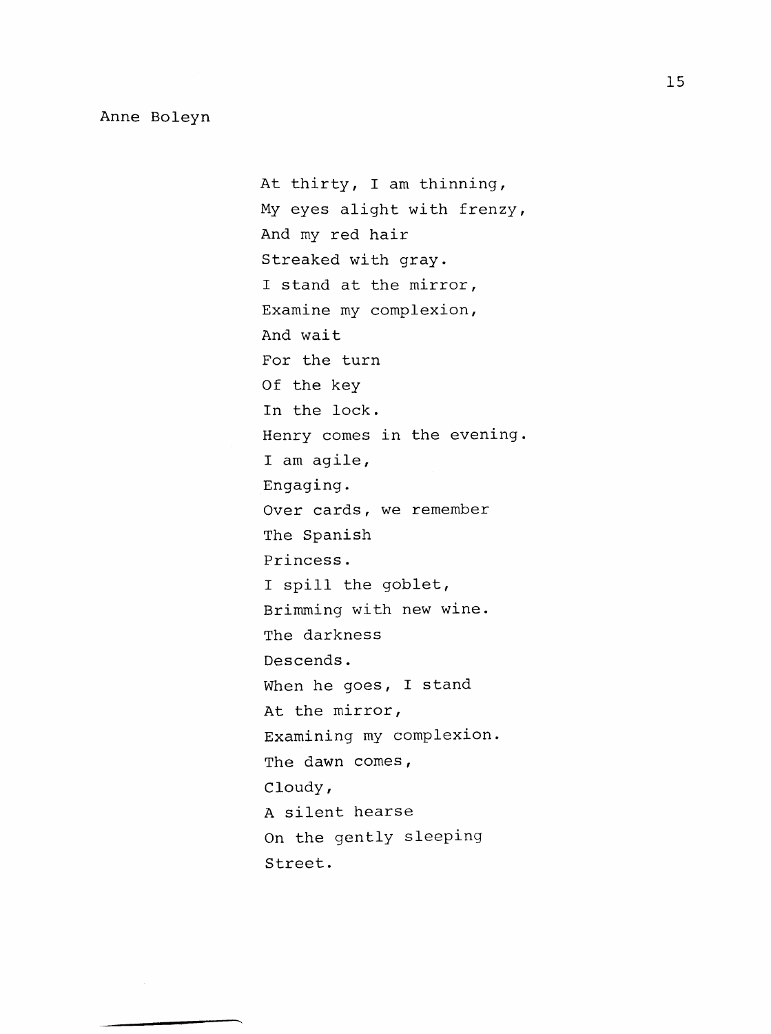## Anne Boleyn

At thirty, I am thinning,  
My eyes alight with frenzy,  
And my red hair  
Streaked with gray.  
I stand at the mirror,  
Examine my complexion,  
And wait  
For the turn  
Of the key  
In the lock.  
Henry comes in the evening.  
I am agile,  
Engaging.  
Over cards, we remember  
The Spanish  
Princess.  
I spill the goblet,  
Brimming with new wine.  
The darkness  
Descends.  
When he goes, I stand  
At the mirror,  
Examining my complexion.  
The dawn comes,  
Cloudy,  
A silent hearse  
On the gently sleeping  
Street.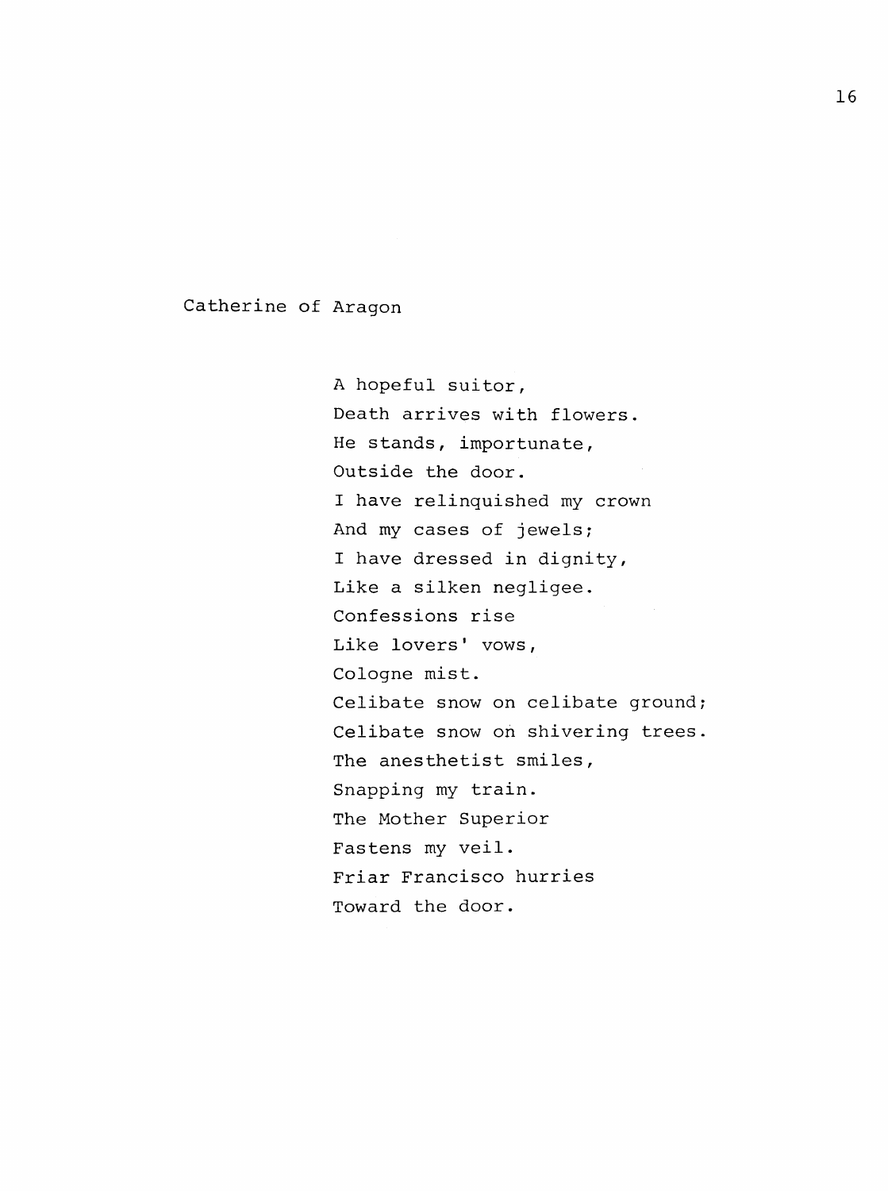## Catherine of Aragon

A hopeful suitor,  
Death arrives with flowers.  
He stands, importunate,  
Outside the door.  
I have relinquished my crown  
And my cases of jewels;  
I have dressed in dignity,  
Like a silken negligee.  
Confessions rise  
Like lovers' vows,  
Cologne mist.  
Celibate snow on celibate ground;  
Celibate snow on shivering trees.  
The anesthetist smiles,  
Snapping my train.  
The Mother Superior  
Fastens my veil.  
Friar Francisco hurries  
Toward the door.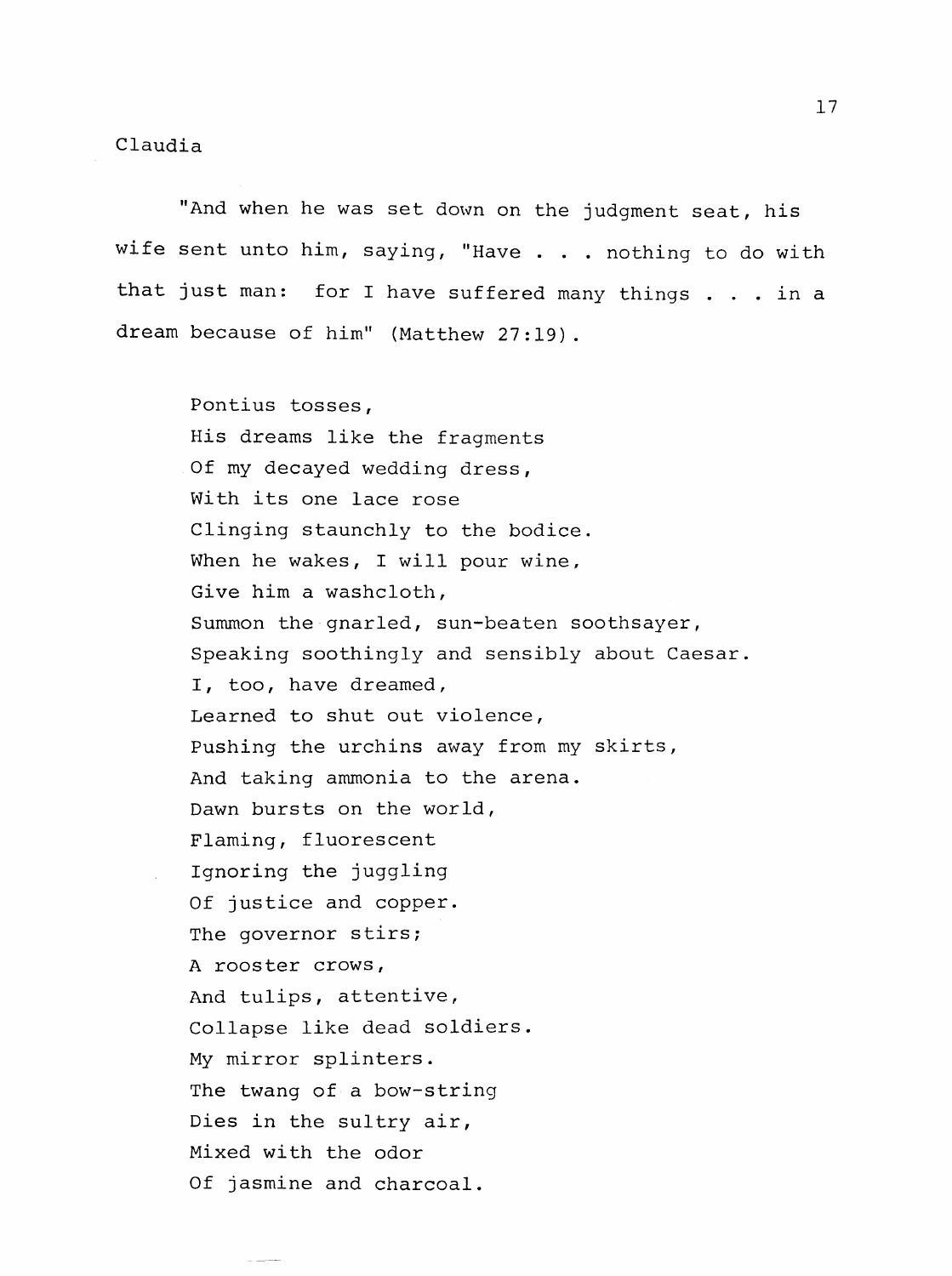## Claudia

"And when he was set down on the judgment seat, his wife sent unto him, saying, "Have . . . nothing to do with that just man: for I have suffered many things . . . in a dream because of him" (Matthew 27:19).

> Pontius tosses,  
> His dreams like the fragments  
> Of my decayed wedding dress,  
> With its one lace rose  
> Clinging staunchly to the bodice.  
> When he wakes, I will pour wine,  
> Give him a washcloth,  
> Summon the gnarled, sun-beaten soothsayer,  
> Speaking soothingly and sensibly about Caesar.  
> I, too, have dreamed,  
> Learned to shut out violence,  
> Pushing the urchins away from my skirts,  
> And taking ammonia to the arena.  
> Dawn bursts on the world,  
> Flaming, fluorescent  
> Ignoring the juggling  
> Of justice and copper.  
> The governor stirs;  
> A rooster crows,  
> And tulips, attentive,  
> Collapse like dead soldiers.  
> My mirror splinters.  
> The twang of a bow-string  
> Dies in the sultry air,  
> Mixed with the odor  
> Of jasmine and charcoal.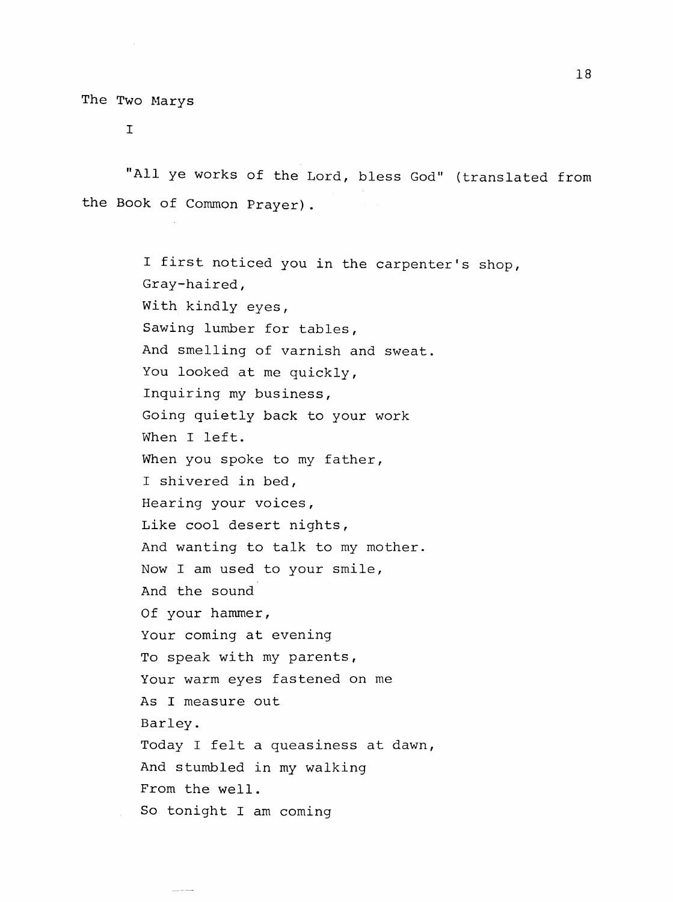The Two Marys

I

"All ye works of the Lord, bless God" (translated from the Book of Common Prayer).

I first noticed you in the carpenter's shop,  
Gray-haired,  
With kindly eyes,  
Sawing lumber for tables,  
And smelling of varnish and sweat.  
You looked at me quickly,  
Inquiring my business,  
Going quietly back to your work  
When I left.  
When you spoke to my father,  
I shivered in bed,  
Hearing your voices,  
Like cool desert nights,  
And wanting to talk to my mother.  
Now I am used to your smile,  
And the sound  
Of your hammer,  
Your coming at evening  
To speak with my parents,  
Your warm eyes fastened on me  
As I measure out  
Barley.  
Today I felt a queasiness at dawn,  
And stumbled in my walking  
From the well.  
So tonight I am coming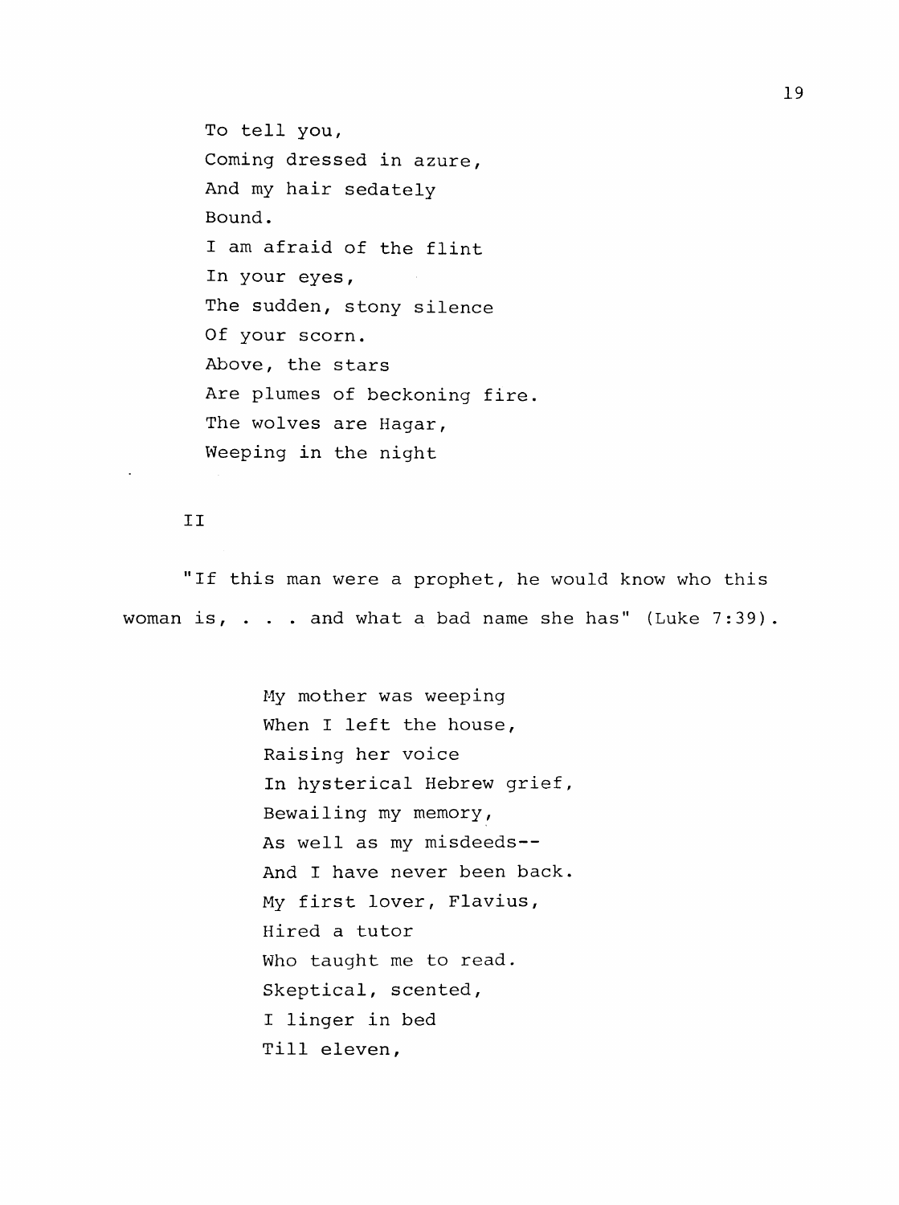To tell you,  
Coming dressed in azure,  
And my hair sedately  
Bound.  
I am afraid of the flint  
In your eyes,  
The sudden, stony silence  
Of your scorn.  
Above, the stars  
Are plumes of beckoning fire.  
The wolves are Hagar,  
Weeping in the night

II

"If this man were a prophet, he would know who this woman is, . . . and what a bad name she has" (Luke 7:39).

My mother was weeping  
When I left the house,  
Raising her voice  
In hysterical Hebrew grief,  
Bewailing my memory,  
As well as my misdeeds--  
And I have never been back.  
My first lover, Flavius,  
Hired a tutor  
Who taught me to read.  
Skeptical, scented,  
I linger in bed  
Till eleven,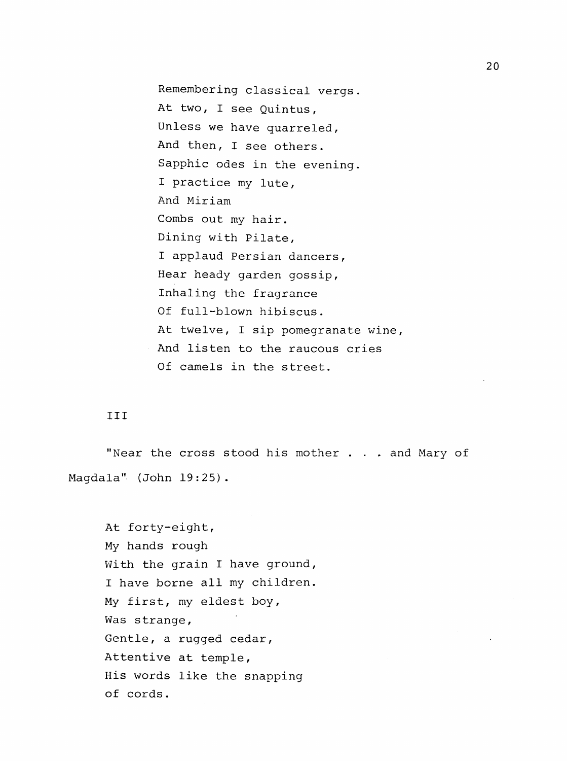Remembering classical vergs.  
At two, I see Quintus,  
Unless we have quarreled,  
And then, I see others.  
Sapphic odes in the evening.  
I practice my lute,  
And Miriam  
Combs out my hair.  
Dining with Pilate,  
I applaud Persian dancers,  
Hear heady garden gossip,  
Inhaling the fragrance  
Of full-blown hibiscus.  
At twelve, I sip pomegranate wine,  
And listen to the raucous cries  
Of camels in the street.

## III

"Near the cross stood his mother . . . and Mary of Magdala" (John 19:25).

At forty-eight,  
My hands rough  
With the grain I have ground,  
I have borne all my children.  
My first, my eldest boy,  
Was strange,  
Gentle, a rugged cedar,  
Attentive at temple,  
His words like the snapping  
of cords.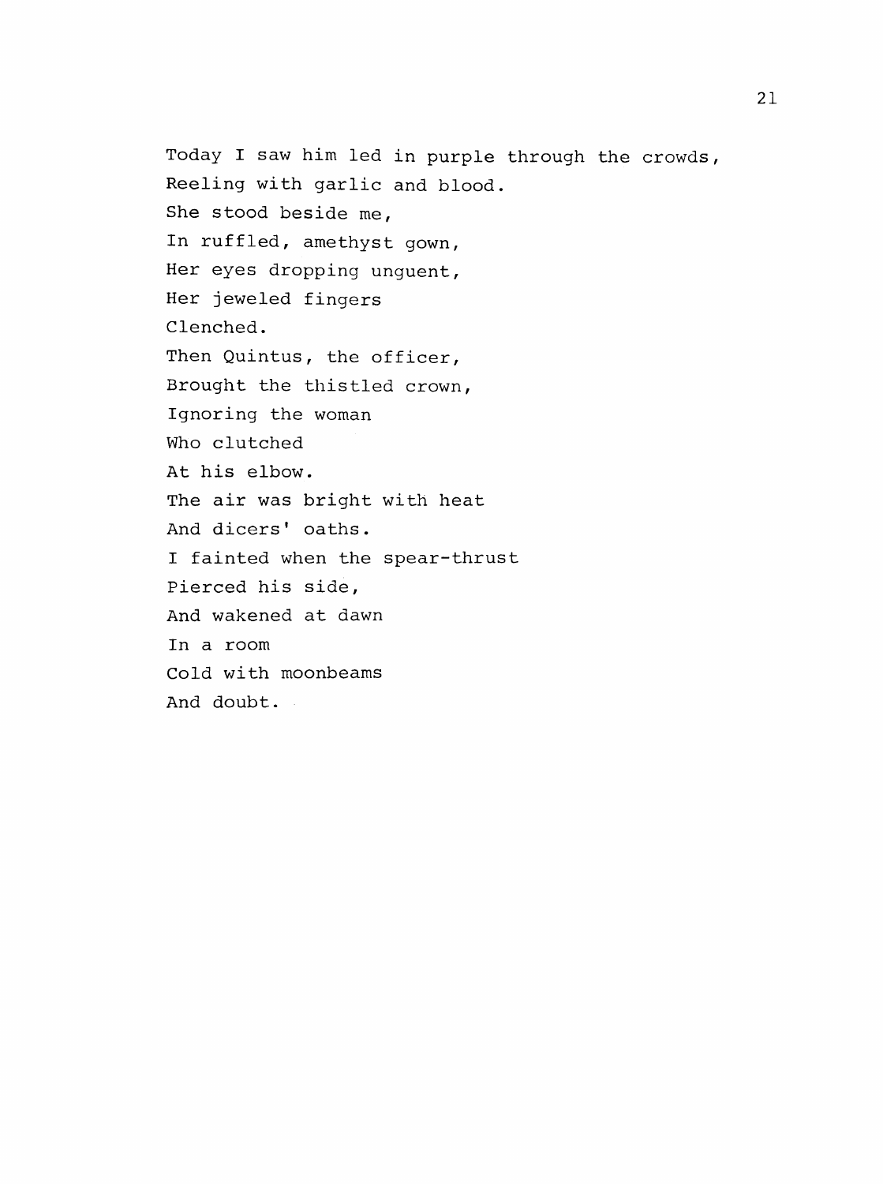Today I saw him led in purple through the crowds,  
Reeling with garlic and blood.  
She stood beside me,  
In ruffled, amethyst gown,  
Her eyes dropping unguent,  
Her jeweled fingers  
Clenched.  
Then Quintus, the officer,  
Brought the thistled crown,  
Ignoring the woman  
Who clutched  
At his elbow.  
The air was bright with heat  
And dicers' oaths.  
I fainted when the spear-thrust  
Pierced his side,  
And wakened at dawn  
In a room  
Cold with moonbeams  
And doubt.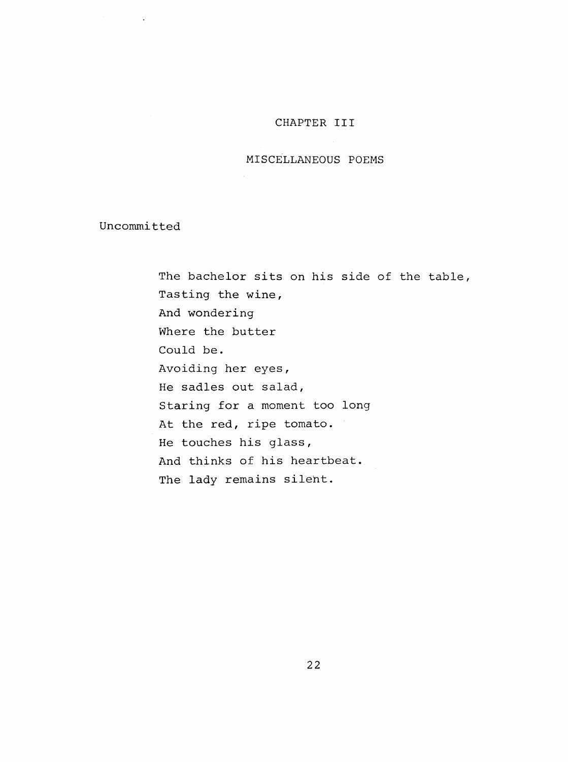# CHAPTER III

## MISCELLANEOUS POEMS

### Uncommitted

The bachelor sits on his side of the table,  
Tasting the wine,  
And wondering  
Where the butter  
Could be.  
Avoiding her eyes,  
He sadles out salad,  
Staring for a moment too long  
At the red, ripe tomato.  
He touches his glass,  
And thinks of his heartbeat.  
The lady remains silent.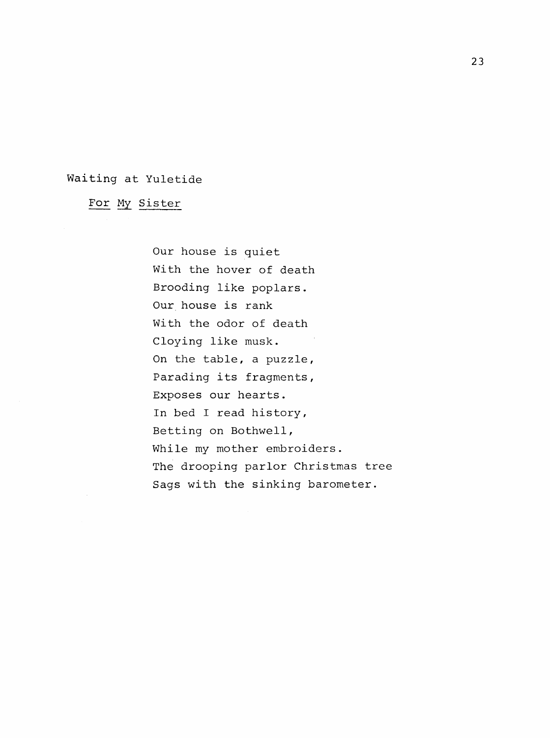## Waiting at Yuletide

For My Sister

Our house is quiet  
With the hover of death  
Brooding like poplars.  
Our house is rank  
With the odor of death  
Cloying like musk.  
On the table, a puzzle,  
Parading its fragments,  
Exposes our hearts.  
In bed I read history,  
Betting on Bothwell,  
While my mother embroiders.  
The drooping parlor Christmas tree  
Sags with the sinking barometer.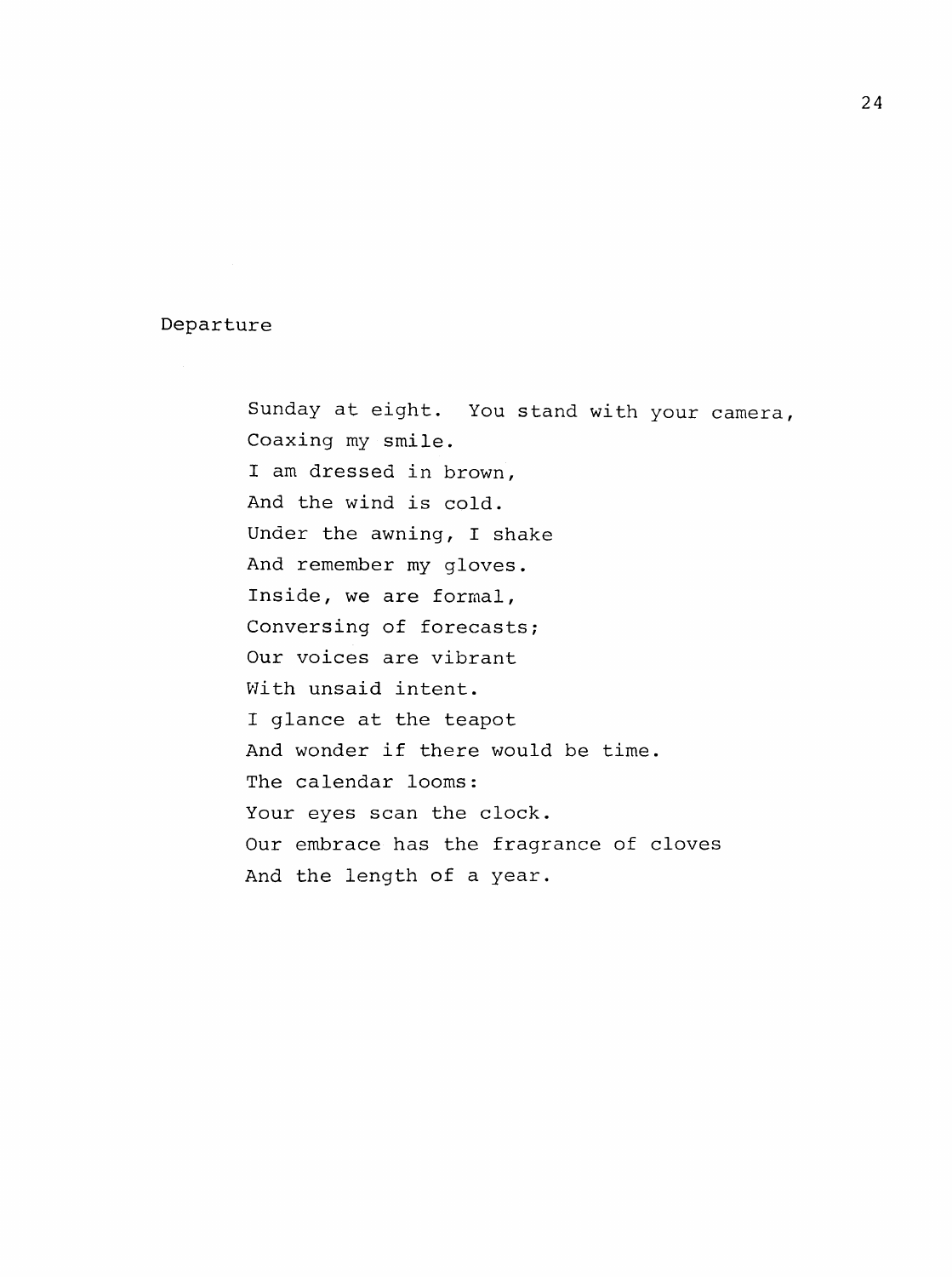## Departure

Sunday at eight.  You stand with your camera,  
Coaxing my smile.  
I am dressed in brown,  
And the wind is cold.  
Under the awning, I shake  
And remember my gloves.  
Inside, we are formal,  
Conversing of forecasts;  
Our voices are vibrant  
With unsaid intent.  
I glance at the teapot  
And wonder if there would be time.  
The calendar looms:  
Your eyes scan the clock.  
Our embrace has the fragrance of cloves  
And the length of a year.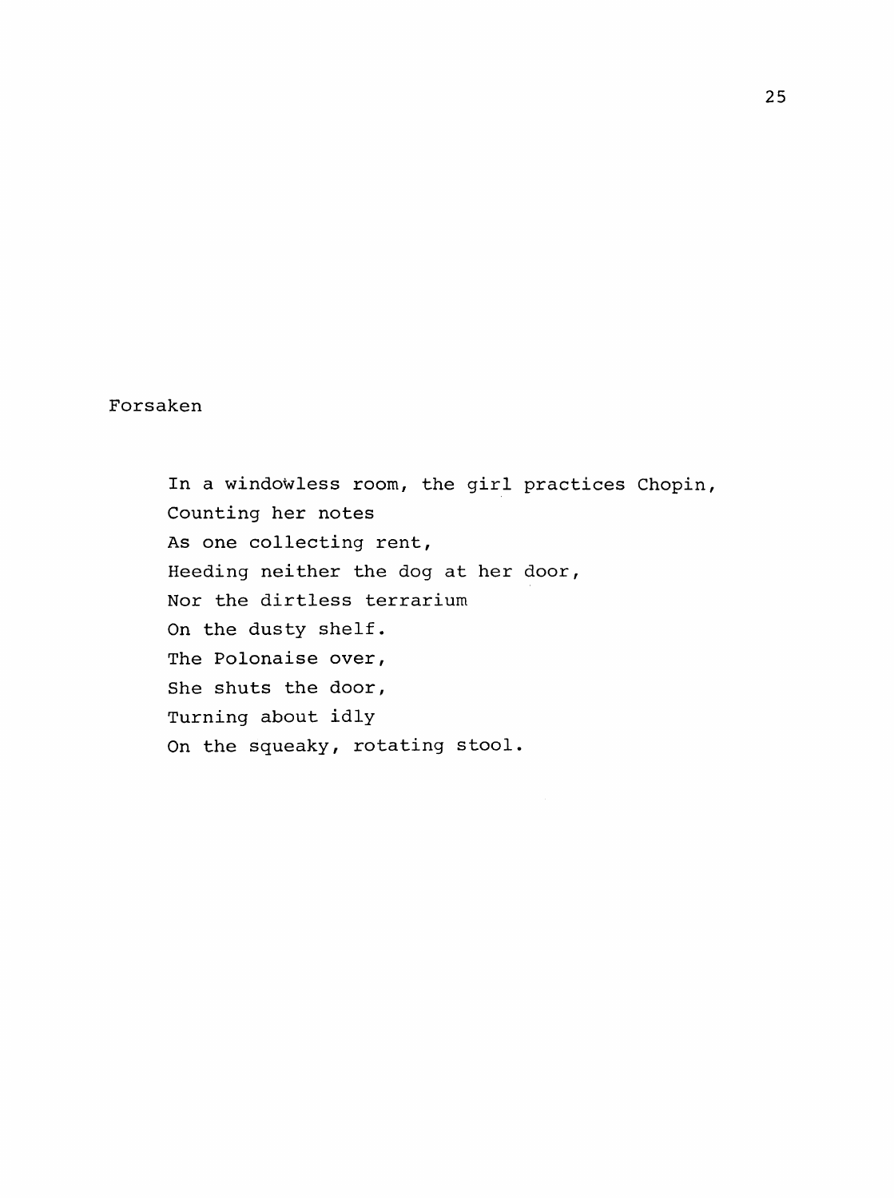## Forsaken

In a windowless room, the girl practices Chopin,  
Counting her notes  
As one collecting rent,  
Heeding neither the dog at her door,  
Nor the dirtless terrarium  
On the dusty shelf.  
The Polonaise over,  
She shuts the door,  
Turning about idly  
On the squeaky, rotating stool.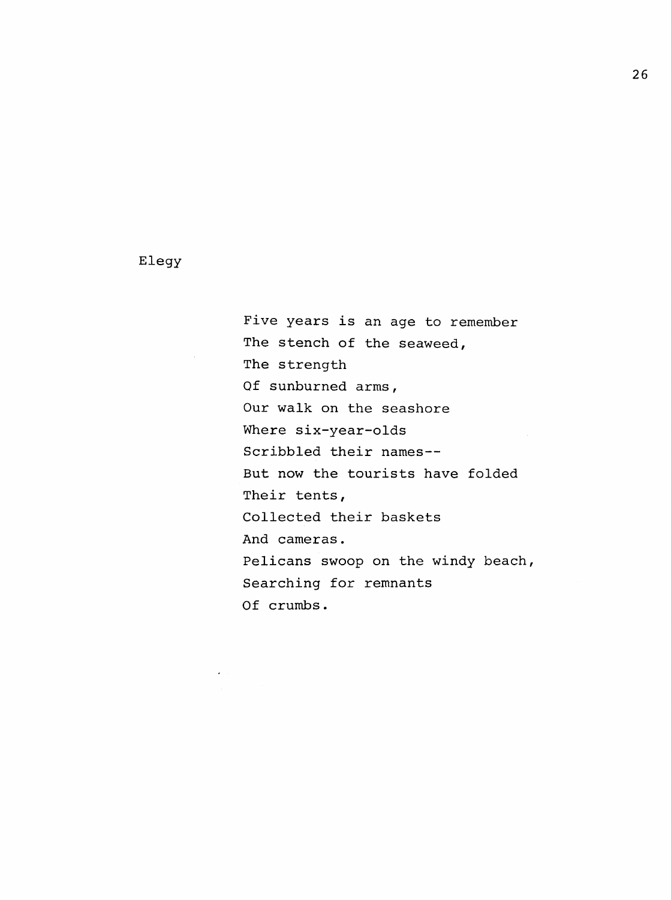## Elegy

Five years is an age to remember  
The stench of the seaweed,  
The strength  
Of sunburned arms,  
Our walk on the seashore  
Where six-year-olds  
Scribbled their names--  
But now the tourists have folded  
Their tents,  
Collected their baskets  
And cameras.  
Pelicans swoop on the windy beach,  
Searching for remnants  
Of crumbs.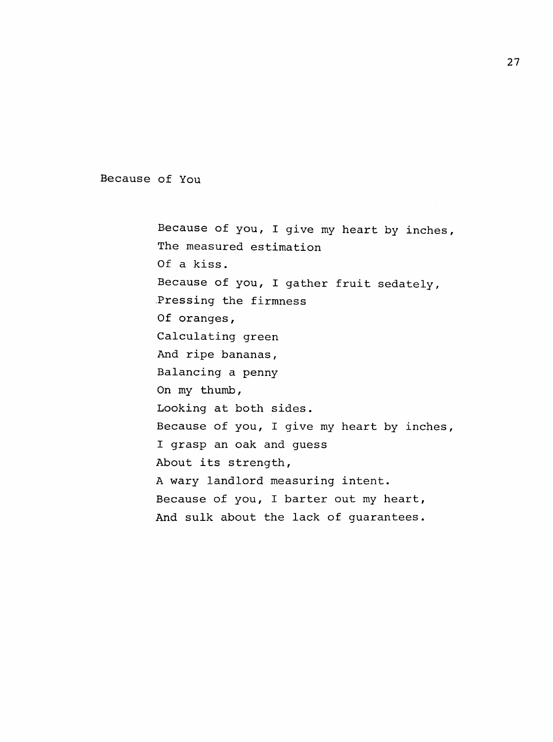## Because of You

Because of you, I give my heart by inches,
The measured estimation
Of a kiss.
Because of you, I gather fruit sedately,
Pressing the firmness
Of oranges,
Calculating green
And ripe bananas,
Balancing a penny
On my thumb,
Looking at both sides.
Because of you, I give my heart by inches,
I grasp an oak and guess
About its strength,
A wary landlord measuring intent.
Because of you, I barter out my heart,
And sulk about the lack of guarantees.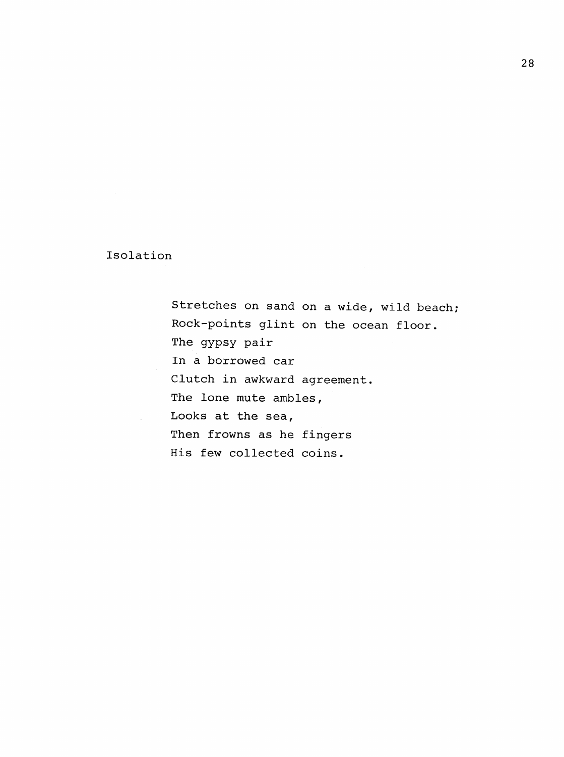## Isolation

Stretches on sand on a wide, wild beach;
Rock-points glint on the ocean floor.
The gypsy pair
In a borrowed car
Clutch in awkward agreement.
The lone mute ambles,
Looks at the sea,
Then frowns as he fingers
His few collected coins.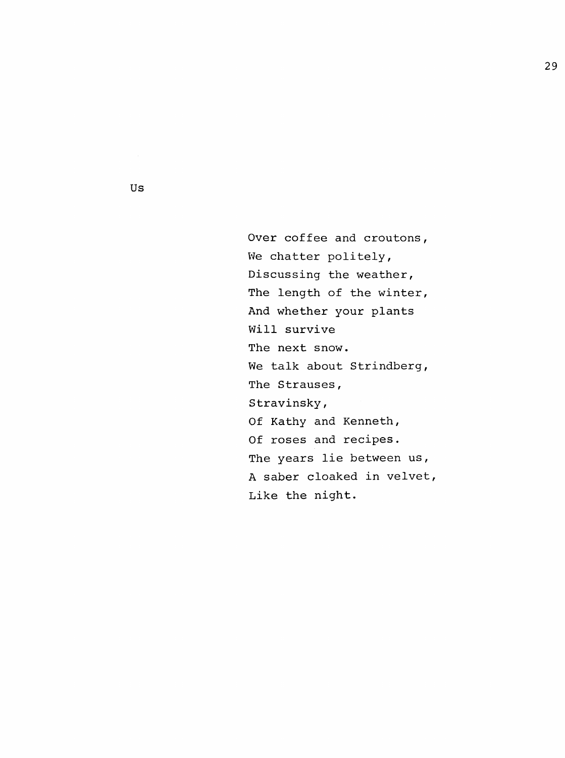## Us

Over coffee and croutons,  
We chatter politely,  
Discussing the weather,  
The length of the winter,  
And whether your plants  
Will survive  
The next snow.  
We talk about Strindberg,  
The Strauses,  
Stravinsky,  
Of Kathy and Kenneth,  
Of roses and recipes.  
The years lie between us,  
A saber cloaked in velvet,  
Like the night.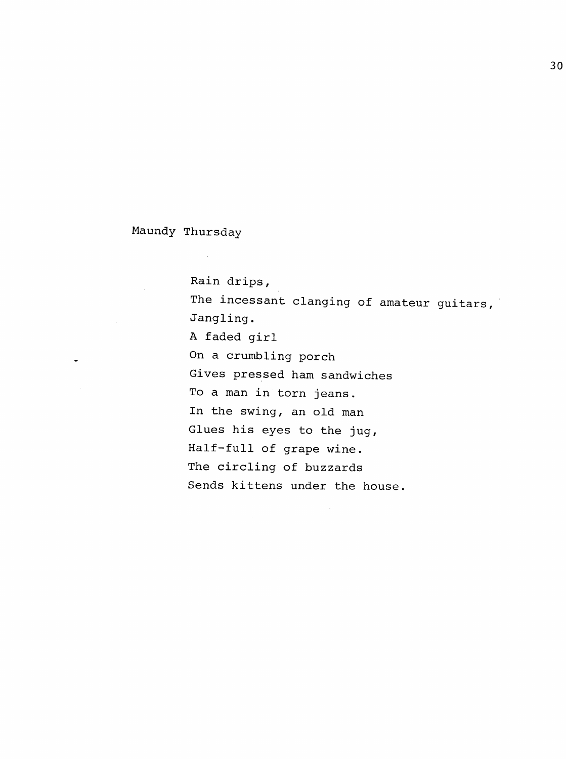## Maundy Thursday

Rain drips,  
The incessant clanging of amateur guitars,  
Jangling.  
A faded girl  
On a crumbling porch  
Gives pressed ham sandwiches  
To a man in torn jeans.  
In the swing, an old man  
Glues his eyes to the jug,  
Half-full of grape wine.  
The circling of buzzards  
Sends kittens under the house.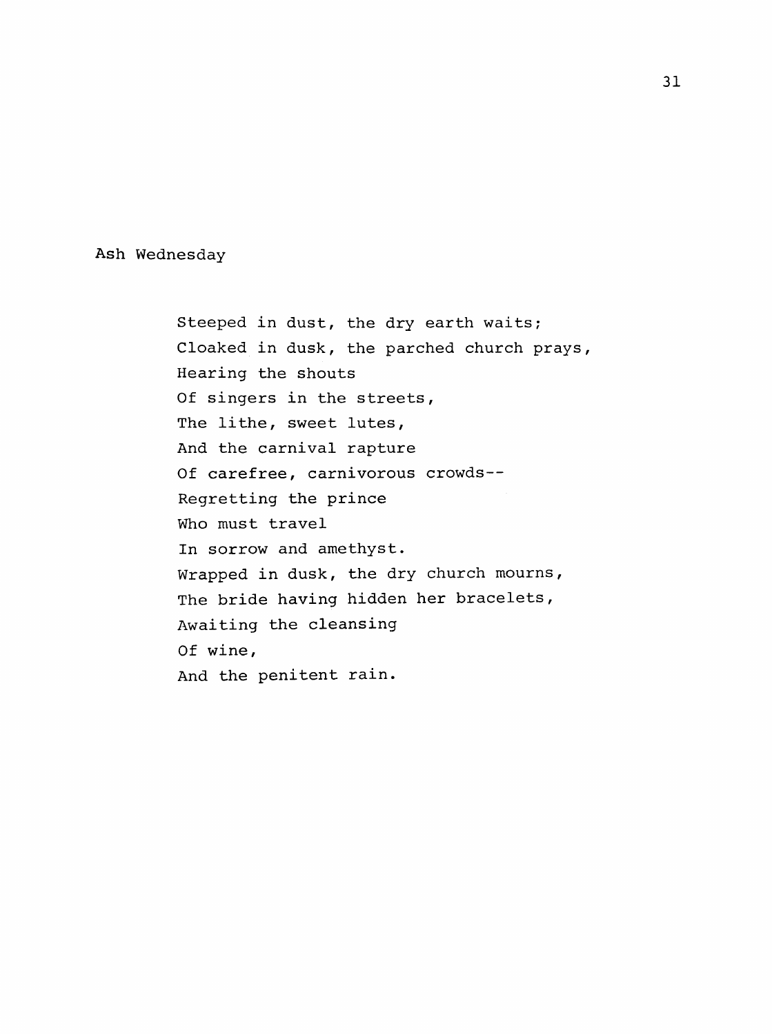## Ash Wednesday

Steeped in dust, the dry earth waits;  
Cloaked in dusk, the parched church prays,  
Hearing the shouts  
Of singers in the streets,  
The lithe, sweet lutes,  
And the carnival rapture  
Of carefree, carnivorous crowds--  
Regretting the prince  
Who must travel  
In sorrow and amethyst.  
Wrapped in dusk, the dry church mourns,  
The bride having hidden her bracelets,  
Awaiting the cleansing  
Of wine,  
And the penitent rain.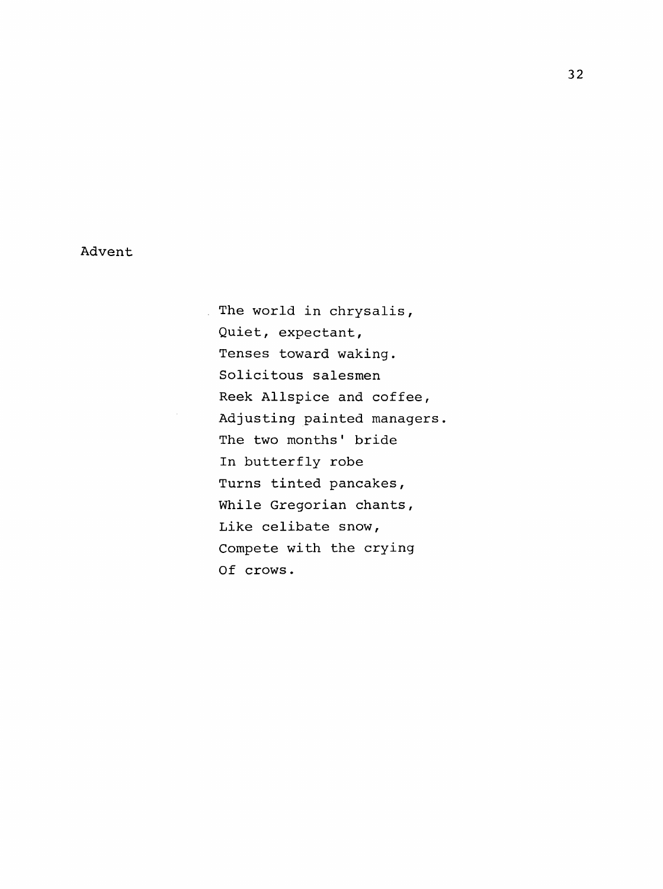## Advent

The world in chrysalis,  
Quiet, expectant,  
Tenses toward waking.  
Solicitous salesmen  
Reek Allspice and coffee,  
Adjusting painted managers.  
The two months' bride  
In butterfly robe  
Turns tinted pancakes,  
While Gregorian chants,  
Like celibate snow,  
Compete with the crying  
Of crows.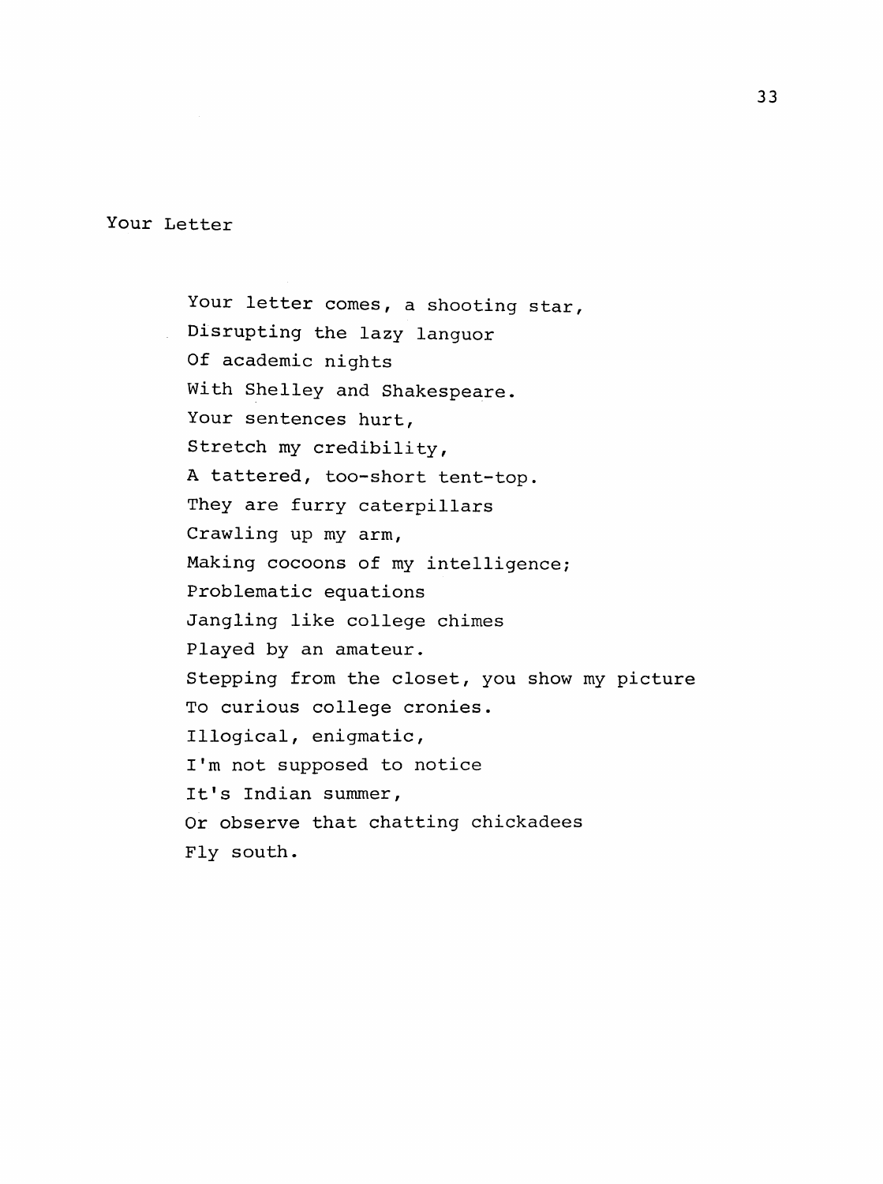# Your Letter

Your letter comes, a shooting star,  
Disrupting the lazy languor  
Of academic nights  
With Shelley and Shakespeare.  
Your sentences hurt,  
Stretch my credibility,  
A tattered, too-short tent-top.  
They are furry caterpillars  
Crawling up my arm,  
Making cocoons of my intelligence;  
Problematic equations  
Jangling like college chimes  
Played by an amateur.  
Stepping from the closet, you show my picture  
To curious college cronies.  
Illogical, enigmatic,  
I'm not supposed to notice  
It's Indian summer,  
Or observe that chatting chickadees  
Fly south.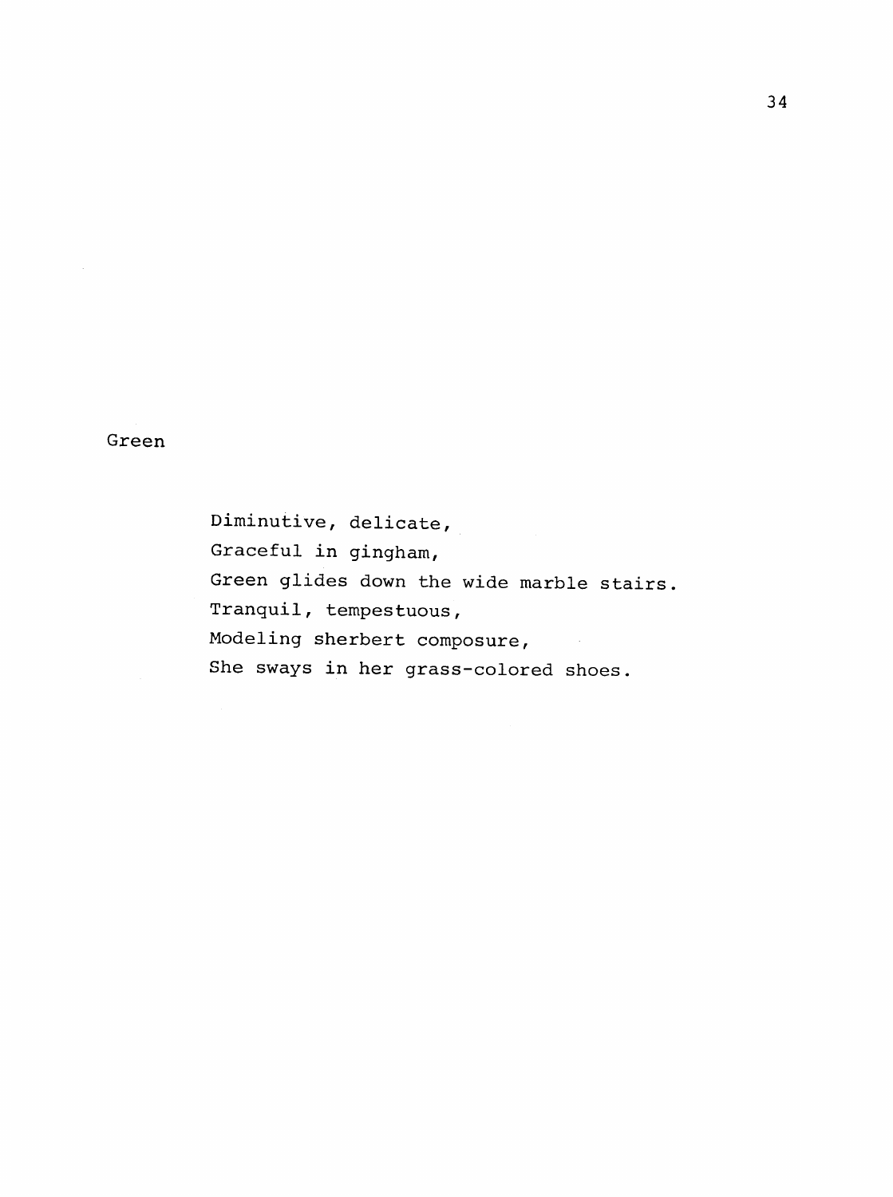## Green

Diminutive, delicate,
Graceful in gingham,
Green glides down the wide marble stairs.
Tranquil, tempestuous,
Modeling sherbert composure,
She sways in her grass-colored shoes.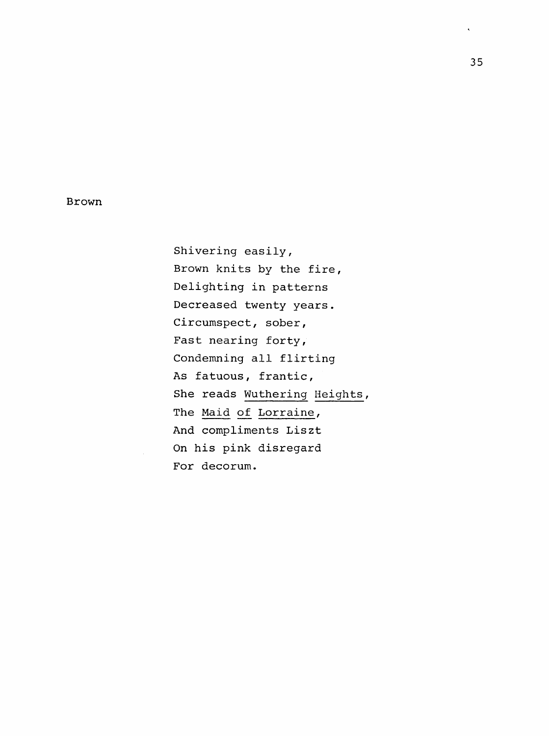## Brown

Shivering easily,  
Brown knits by the fire,  
Delighting in patterns  
Decreased twenty years.  
Circumspect, sober,  
Fast nearing forty,  
Condemning all flirting  
As fatuous, frantic,  
She reads Wuthering Heights,  
The Maid of Lorraine,  
And compliments Liszt  
On his pink disregard  
For decorum.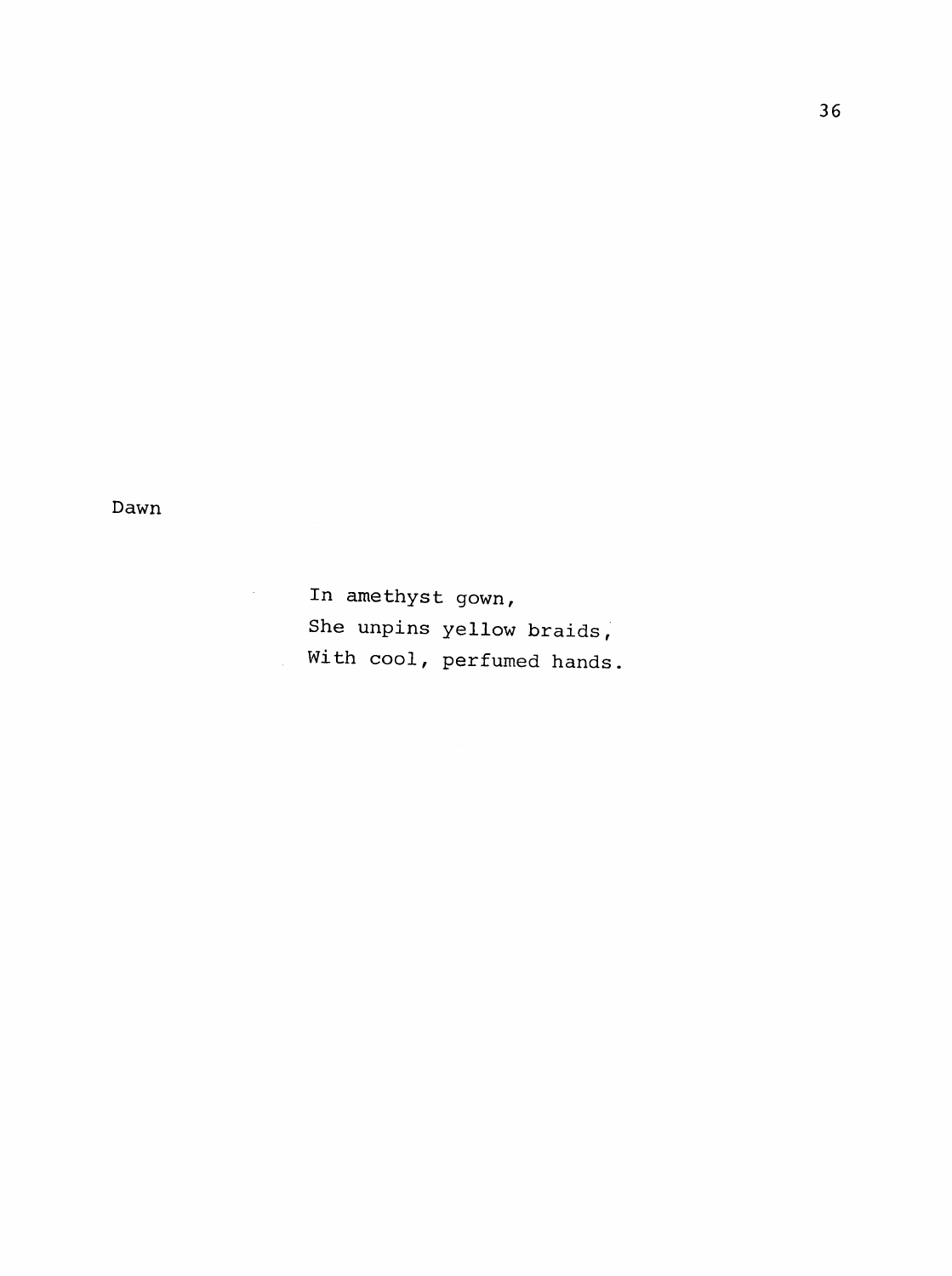Dawn

In amethyst gown,  
She unpins yellow braids,  
With cool, perfumed hands.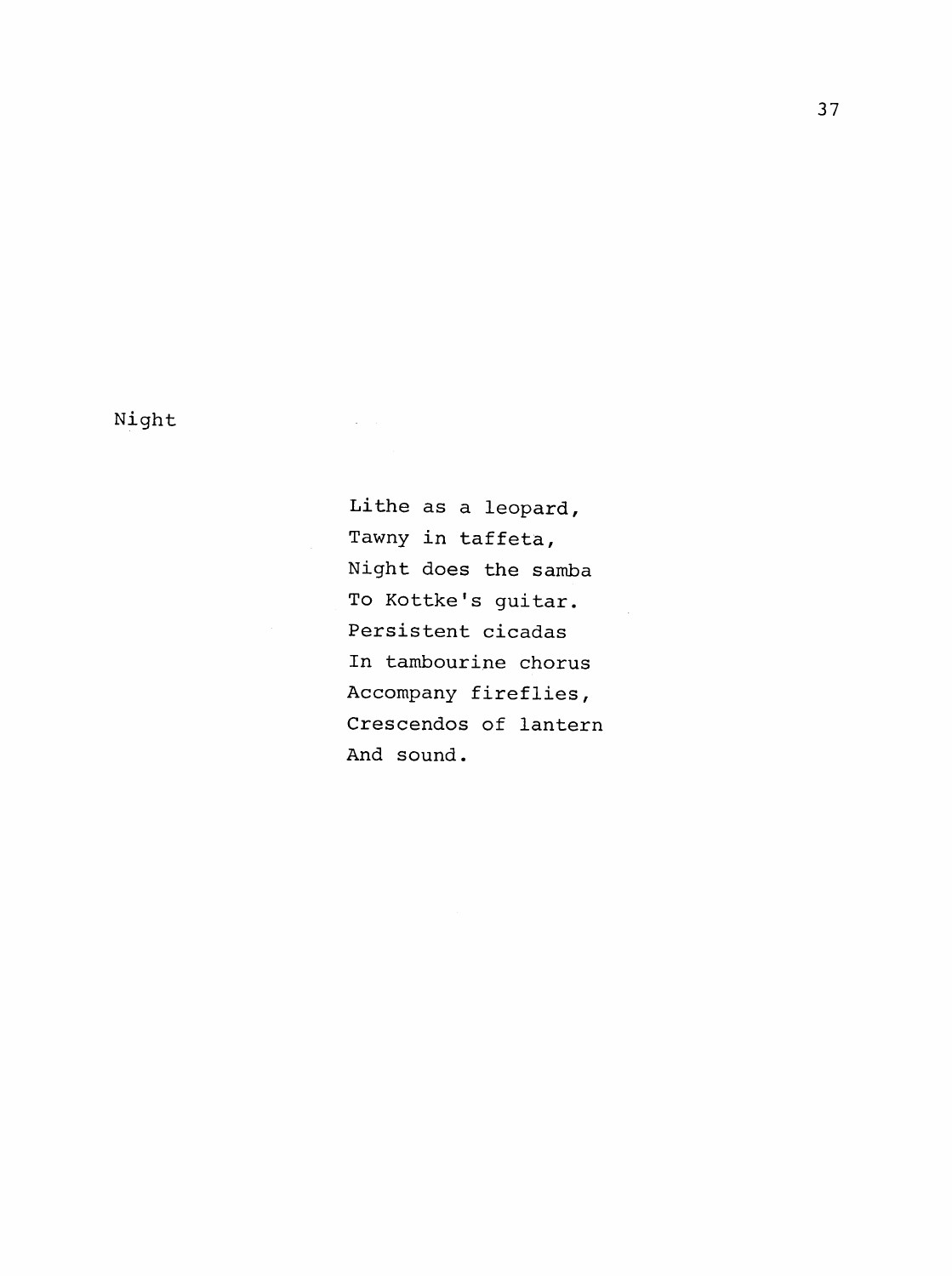## Night

Lithe as a leopard,  
Tawny in taffeta,  
Night does the samba  
To Kottke's guitar.  
Persistent cicadas  
In tambourine chorus  
Accompany fireflies,  
Crescendos of lantern  
And sound.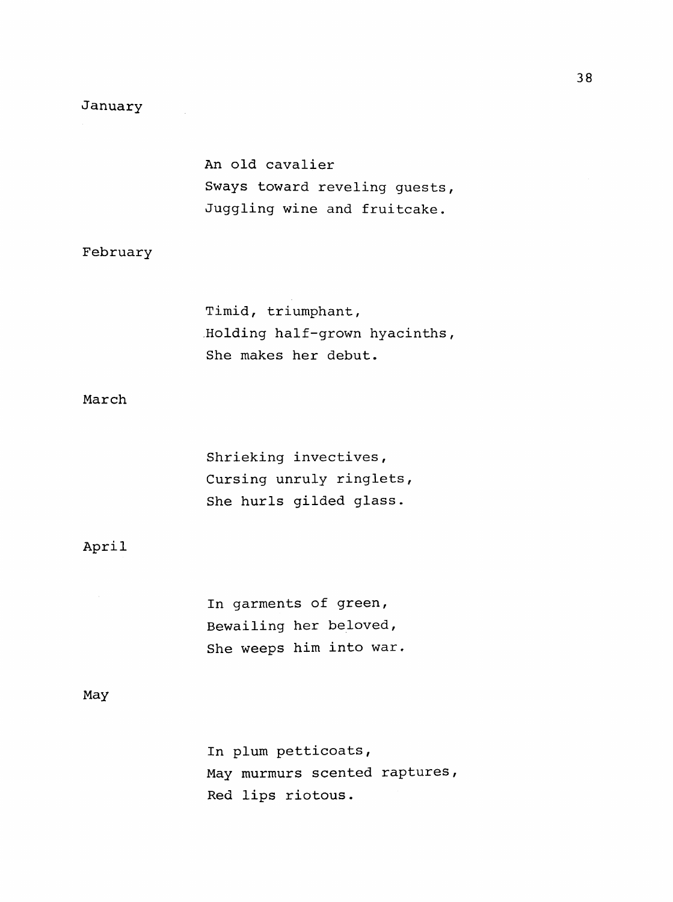January

An old cavalier  
Sways toward reveling guests,  
Juggling wine and fruitcake.

February

Timid, triumphant,  
Holding half-grown hyacinths,  
She makes her debut.

March

Shrieking invectives,  
Cursing unruly ringlets,  
She hurls gilded glass.

April

In garments of green,  
Bewailing her beloved,  
She weeps him into war.

May

In plum petticoats,  
May murmurs scented raptures,  
Red lips riotous.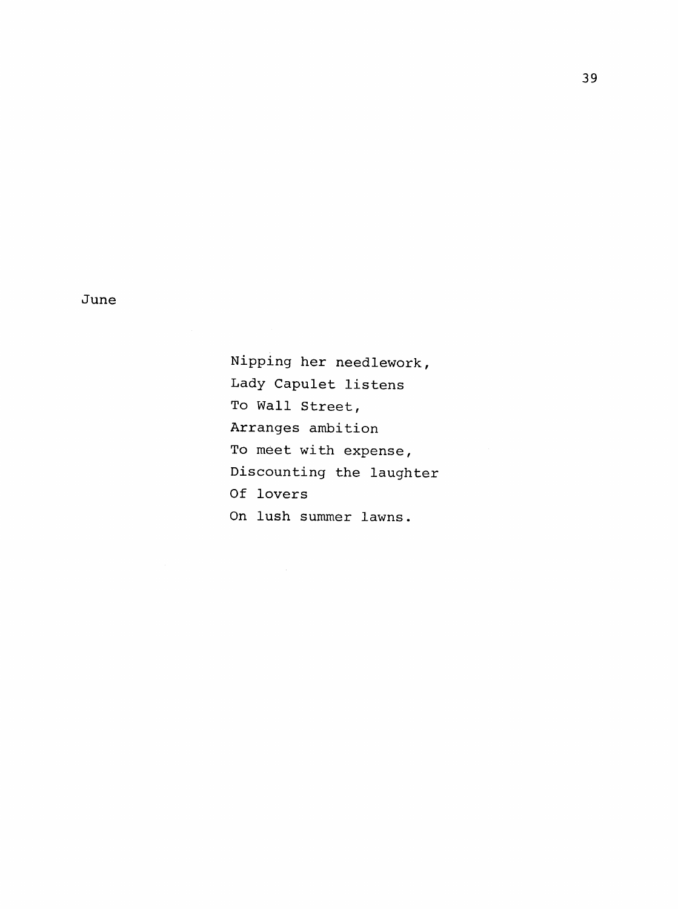## June

Nipping her needlework,  
Lady Capulet listens  
To Wall Street,  
Arranges ambition  
To meet with expense,  
Discounting the laughter  
Of lovers  
On lush summer lawns.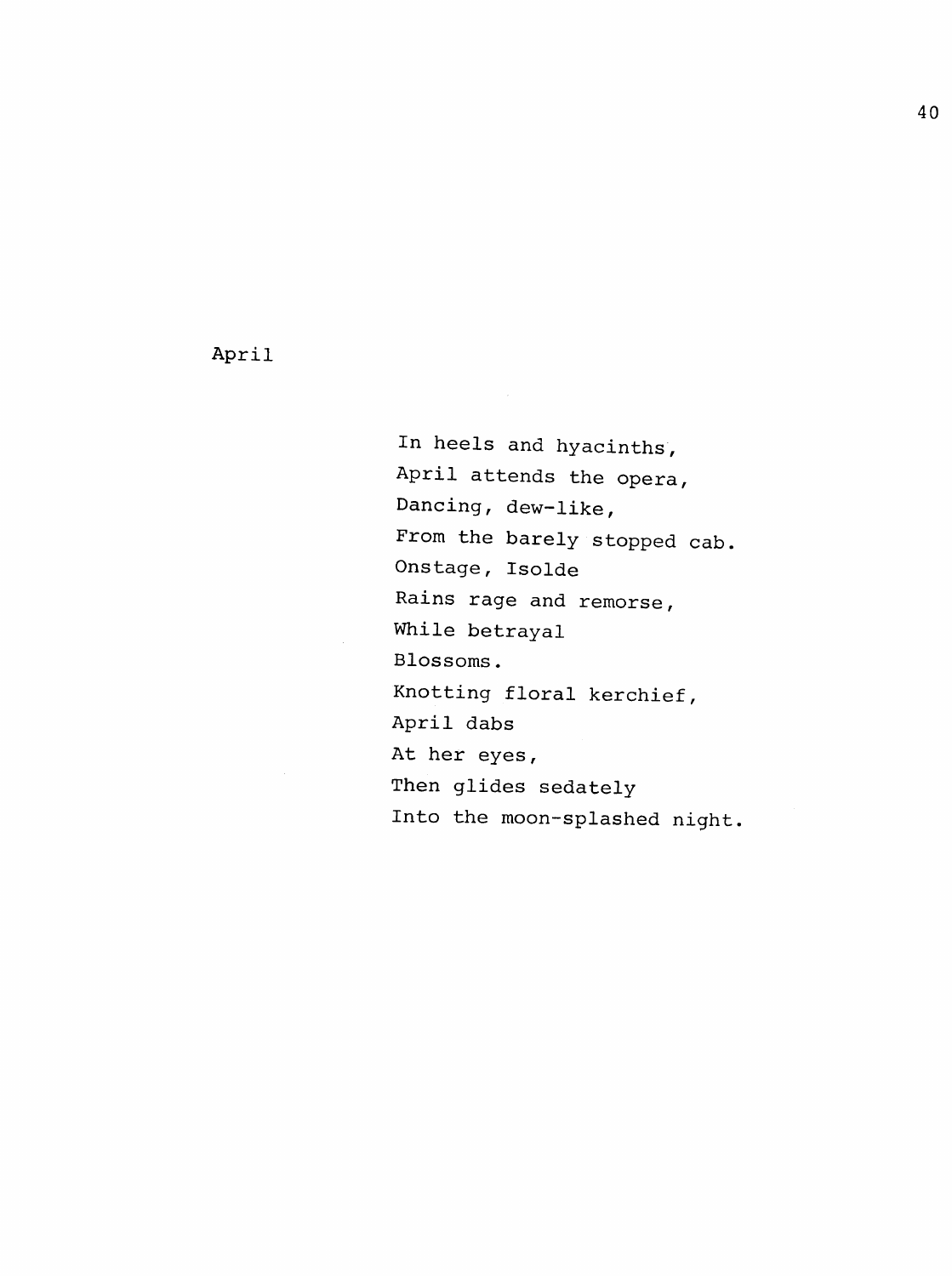## April

In heels and hyacinths,  
April attends the opera,  
Dancing, dew-like,  
From the barely stopped cab.  
Onstage, Isolde  
Rains rage and remorse,  
While betrayal  
Blossoms.  
Knotting floral kerchief,  
April dabs  
At her eyes,  
Then glides sedately  
Into the moon-splashed night.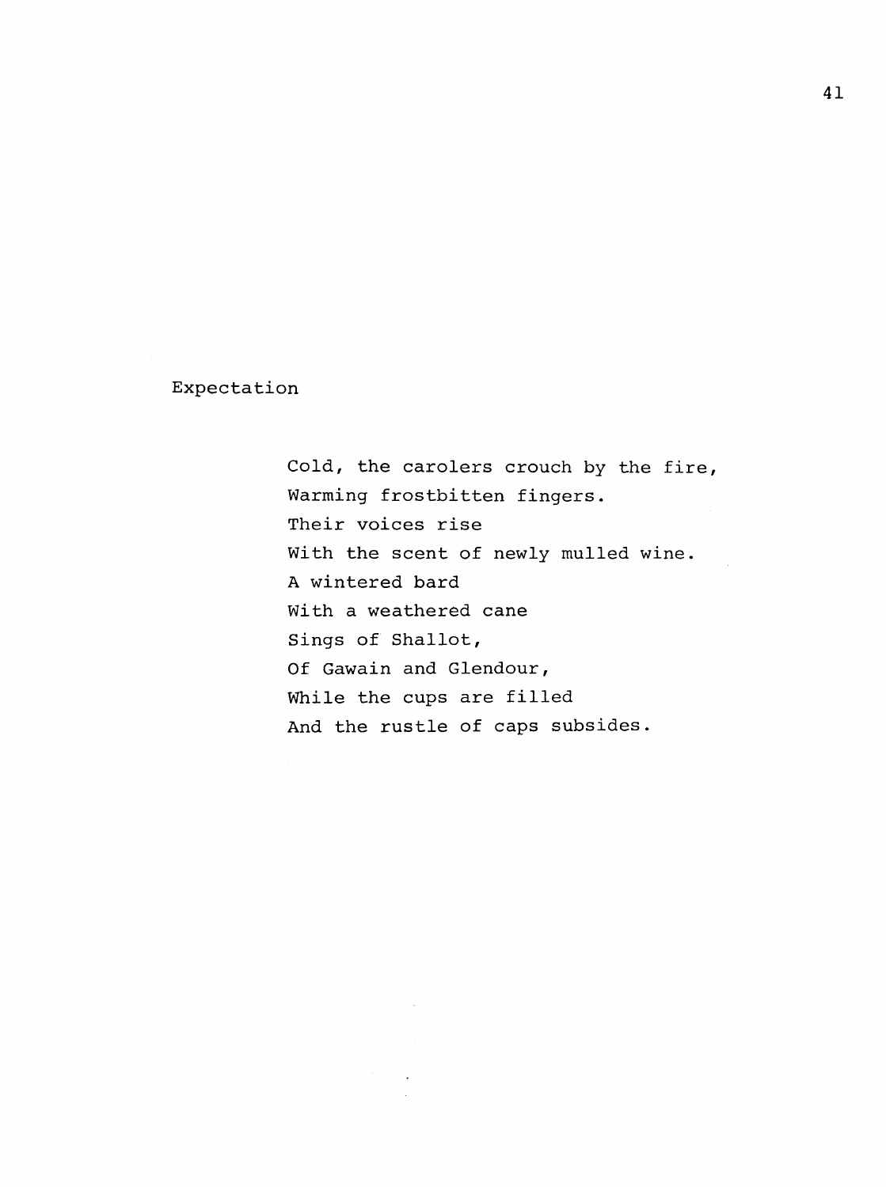## Expectation

Cold, the carolers crouch by the fire,  
Warming frostbitten fingers.  
Their voices rise  
With the scent of newly mulled wine.  
A wintered bard  
With a weathered cane  
Sings of Shallot,  
Of Gawain and Glendour,  
While the cups are filled  
And the rustle of caps subsides.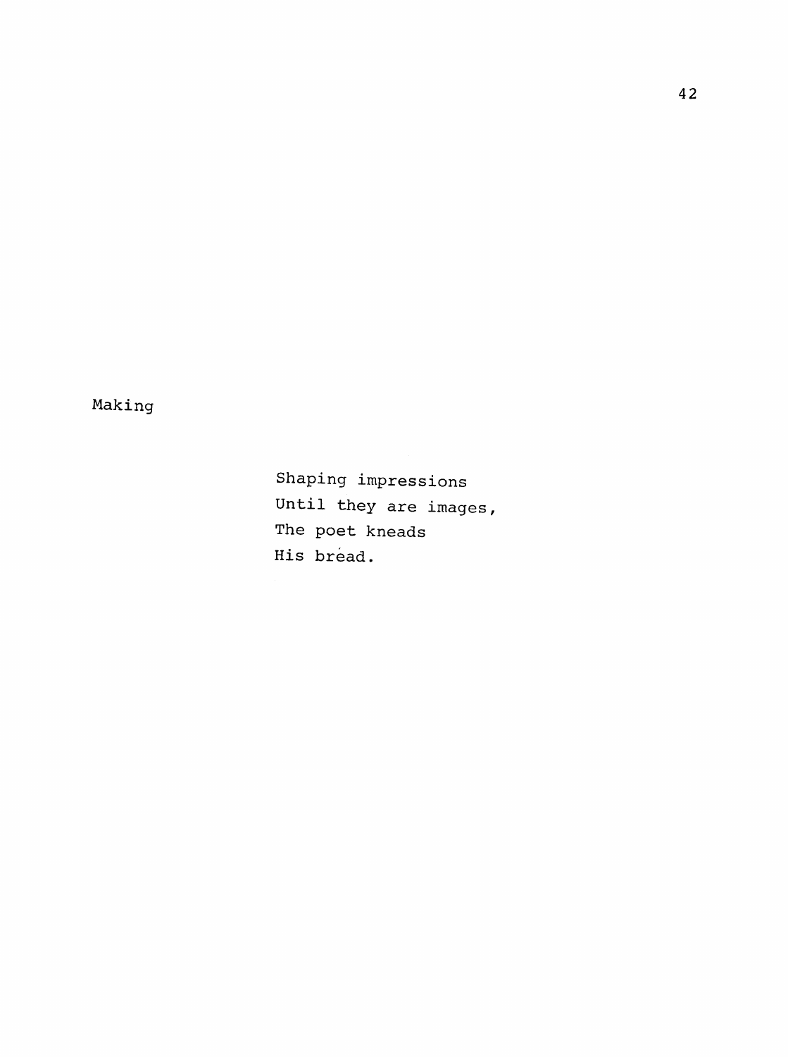## Making

Shaping impressions  
Until they are images,  
The poet kneads  
His bread.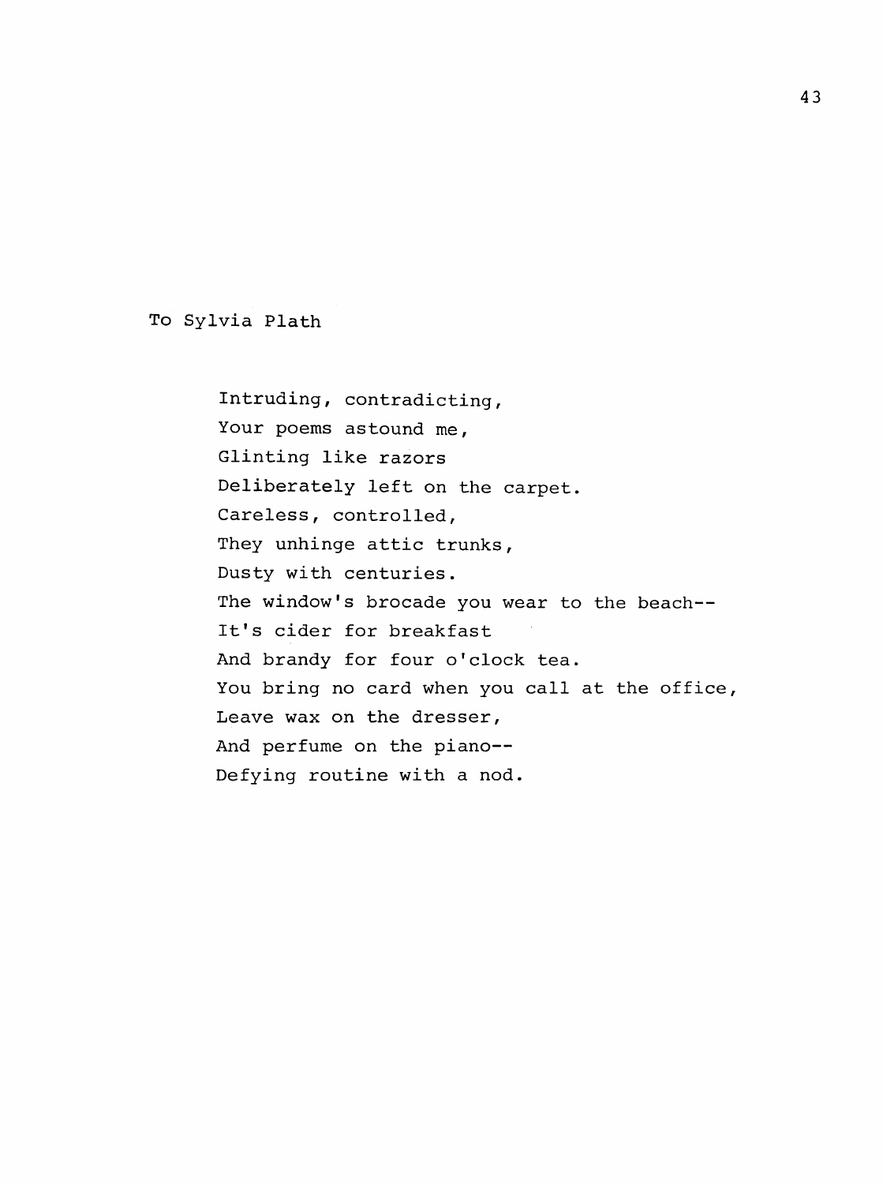## To Sylvia Plath

Intruding, contradicting,  
Your poems astound me,  
Glinting like razors  
Deliberately left on the carpet.  
Careless, controlled,  
They unhinge attic trunks,  
Dusty with centuries.  
The window's brocade you wear to the beach--  
It's cider for breakfast  
And brandy for four o'clock tea.  
You bring no card when you call at the office,  
Leave wax on the dresser,  
And perfume on the piano--  
Defying routine with a nod.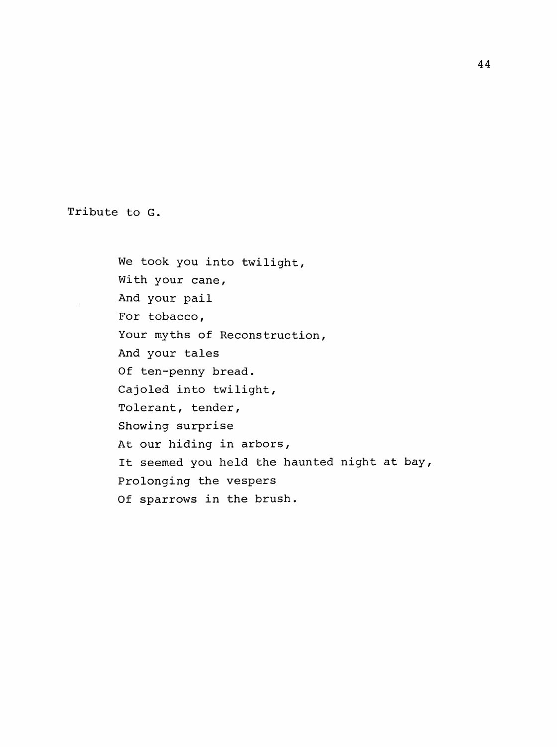## Tribute to G.

We took you into twilight,  
With your cane,  
And your pail  
For tobacco,  
Your myths of Reconstruction,  
And your tales  
Of ten-penny bread.  
Cajoled into twilight,  
Tolerant, tender,  
Showing surprise  
At our hiding in arbors,  
It seemed you held the haunted night at bay,  
Prolonging the vespers  
Of sparrows in the brush.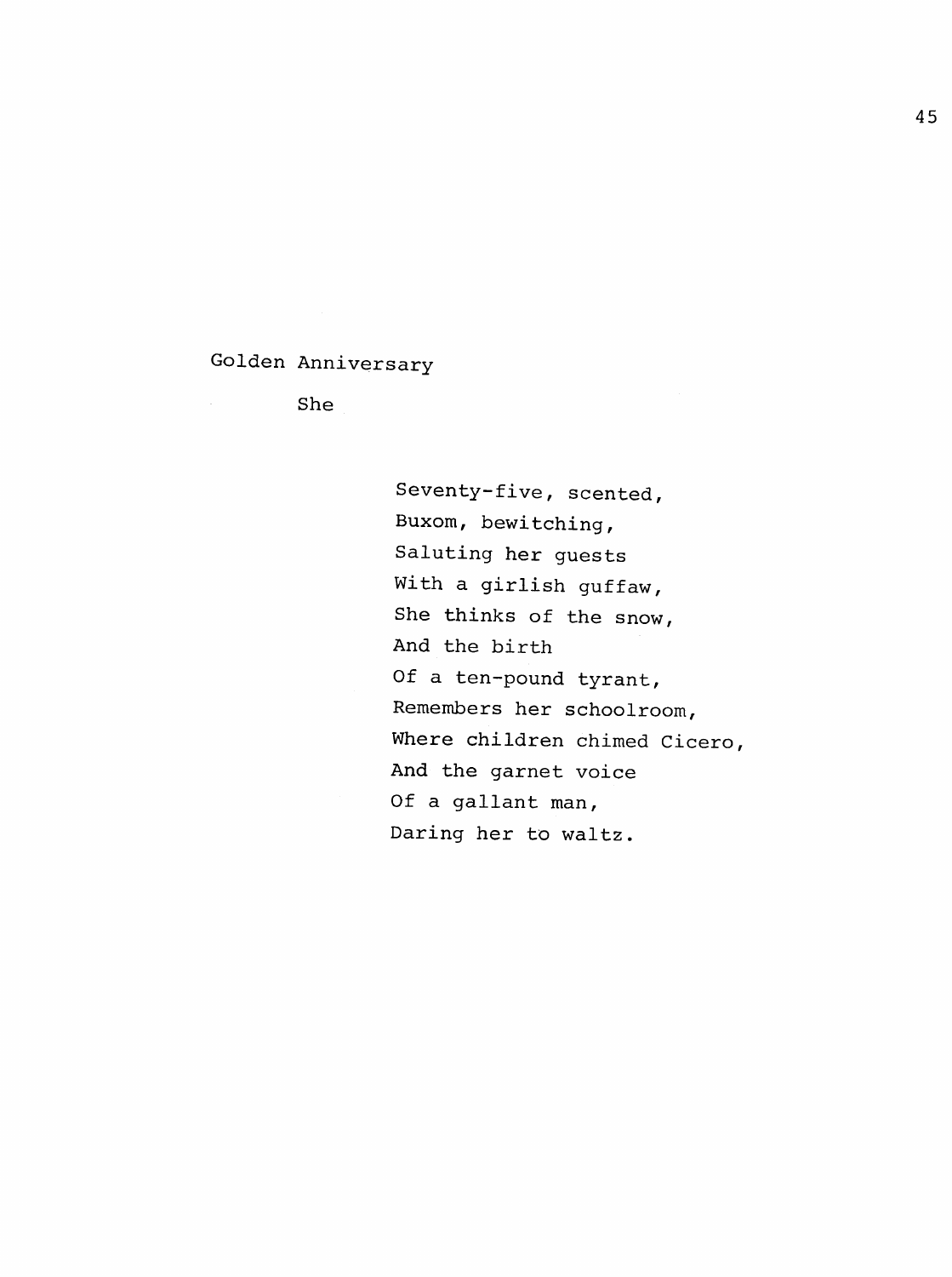## Golden Anniversary

### She

Seventy-five, scented,  
Buxom, bewitching,  
Saluting her guests  
With a girlish guffaw,  
She thinks of the snow,  
And the birth  
Of a ten-pound tyrant,  
Remembers her schoolroom,  
Where children chimed Cicero,  
And the garnet voice  
Of a gallant man,  
Daring her to waltz.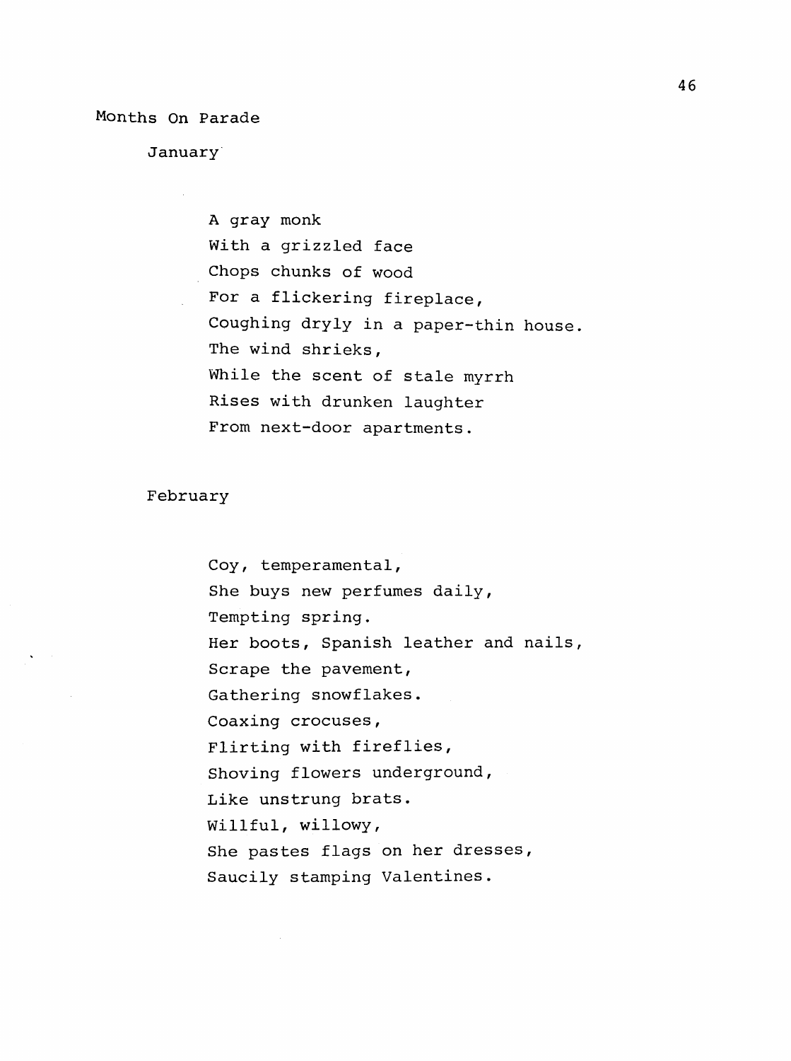# Months On Parade

## January

A gray monk  
With a grizzled face  
Chops chunks of wood  
For a flickering fireplace,  
Coughing dryly in a paper-thin house.  
The wind shrieks,  
While the scent of stale myrrh  
Rises with drunken laughter  
From next-door apartments.

## February

Coy, temperamental,  
She buys new perfumes daily,  
Tempting spring.  
Her boots, Spanish leather and nails,  
Scrape the pavement,  
Gathering snowflakes.  
Coaxing crocuses,  
Flirting with fireflies,  
Shoving flowers underground,  
Like unstrung brats.  
Willful, willowy,  
She pastes flags on her dresses,  
Saucily stamping Valentines.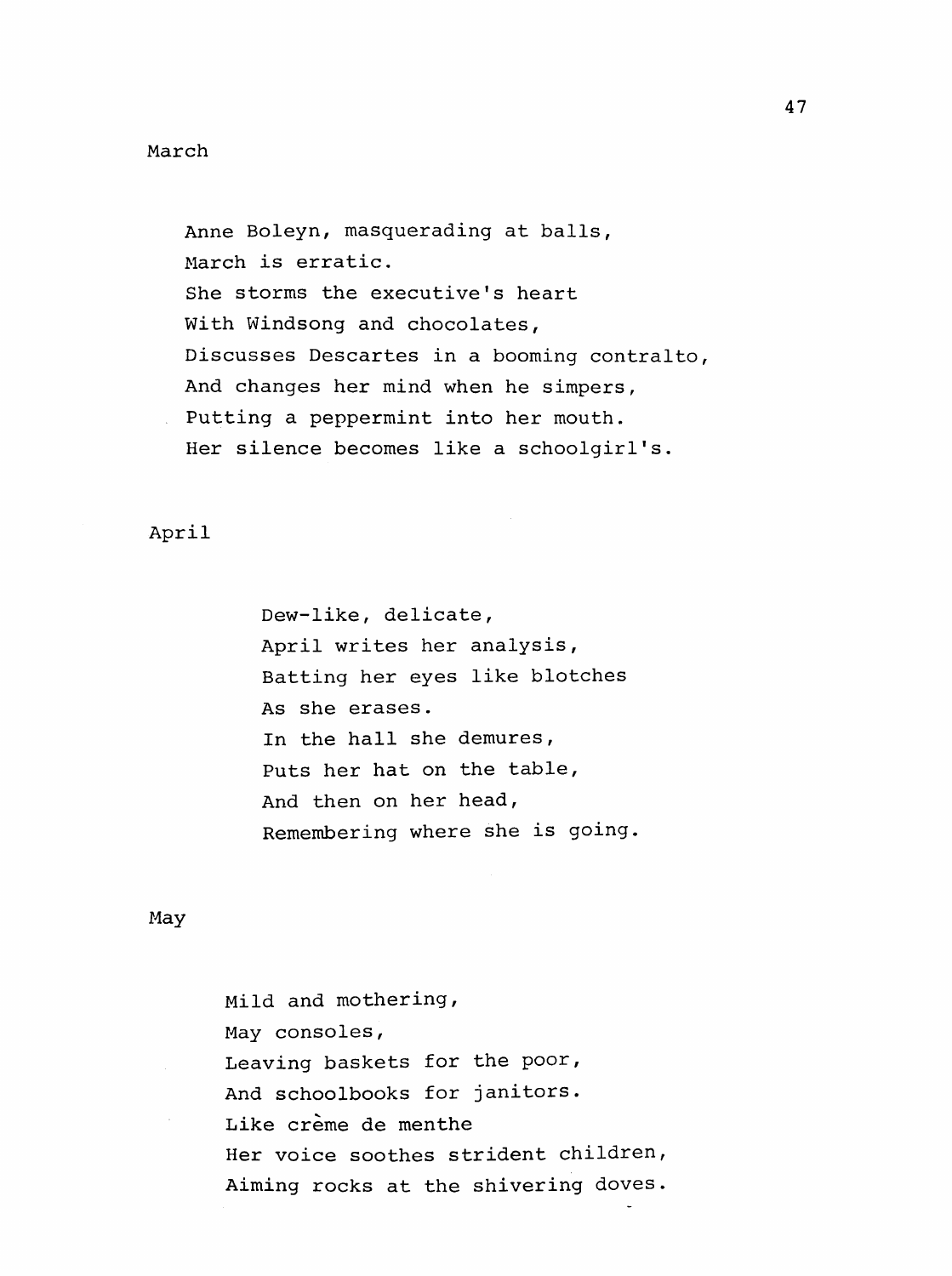## March

Anne Boleyn, masquerading at balls,
March is erratic.
She storms the executive's heart
With Windsong and chocolates,
Discusses Descartes in a booming contralto,
And changes her mind when he simpers,
Putting a peppermint into her mouth.
Her silence becomes like a schoolgirl's.

## April

Dew-like, delicate,
April writes her analysis,
Batting her eyes like blotches
As she erases.
In the hall she demures,
Puts her hat on the table,
And then on her head,
Remembering where she is going.

## May

Mild and mothering,
May consoles,
Leaving baskets for the poor,
And schoolbooks for janitors.
Like crème de menthe
Her voice soothes strident children,
Aiming rocks at the shivering doves.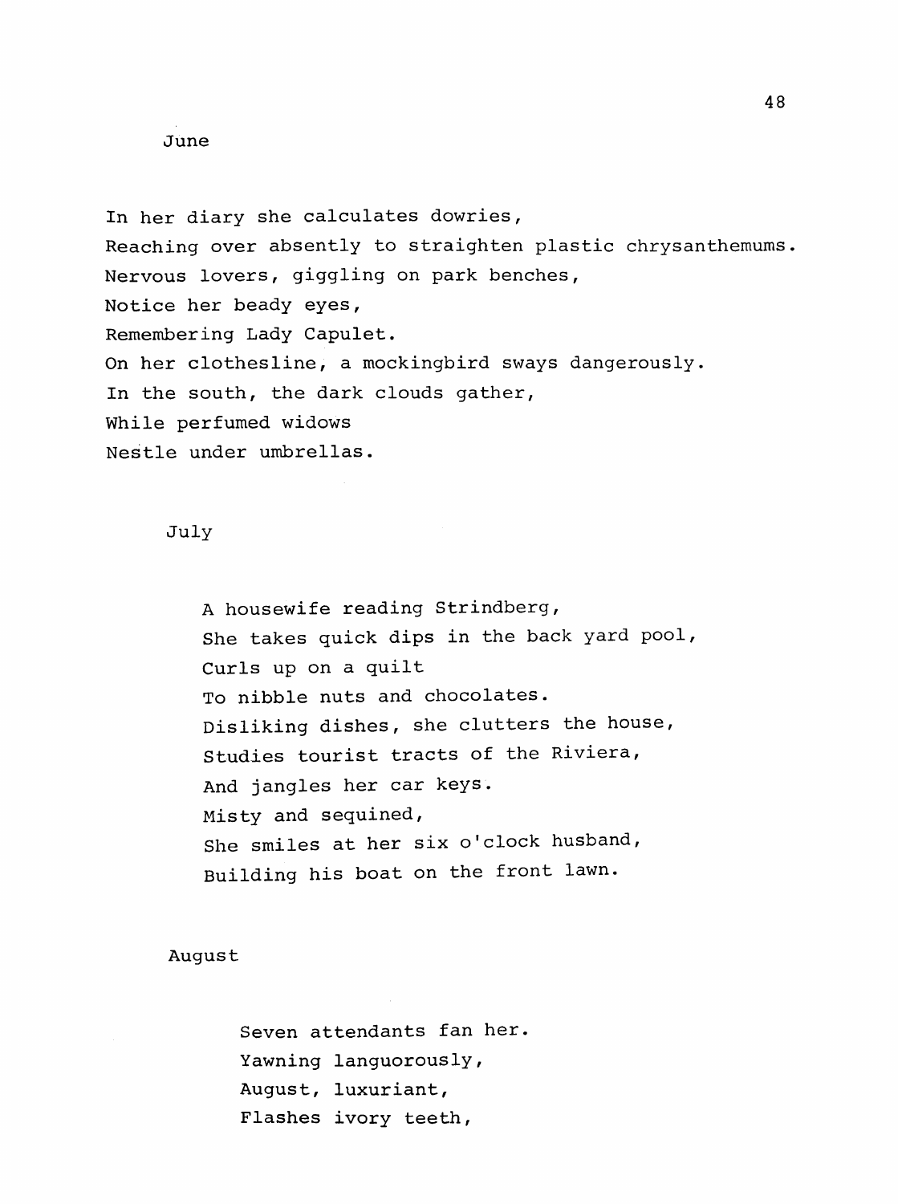June

In her diary she calculates dowries,
Reaching over absently to straighten plastic chrysanthemums.
Nervous lovers, giggling on park benches,
Notice her beady eyes,
Remembering Lady Capulet.
On her clothesline, a mockingbird sways dangerously.
In the south, the dark clouds gather,
While perfumed widows
Nestle under umbrellas.

July

A housewife reading Strindberg,
She takes quick dips in the back yard pool,
Curls up on a quilt
To nibble nuts and chocolates.
Disliking dishes, she clutters the house,
Studies tourist tracts of the Riviera,
And jangles her car keys.
Misty and sequined,
She smiles at her six o'clock husband,
Building his boat on the front lawn.

August

Seven attendants fan her.
Yawning languorously,
August, luxuriant,
Flashes ivory teeth,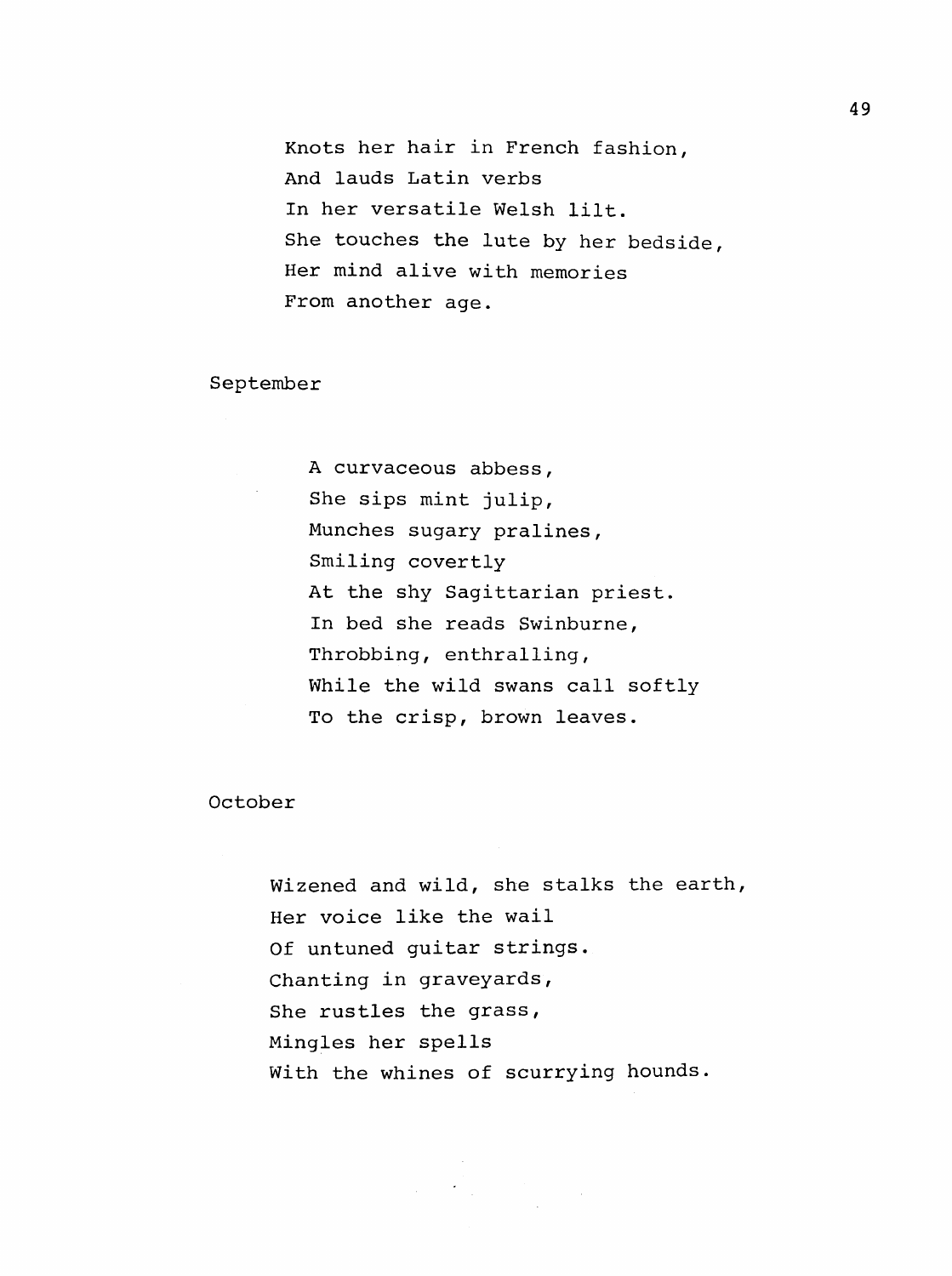Knots her hair in French fashion,  
And lauds Latin verbs  
In her versatile Welsh lilt.  
She touches the lute by her bedside,  
Her mind alive with memories  
From another age.

## September

A curvaceous abbess,  
She sips mint julip,  
Munches sugary pralines,  
Smiling covertly  
At the shy Sagittarian priest.  
In bed she reads Swinburne,  
Throbbing, enthralling,  
While the wild swans call softly  
To the crisp, brown leaves.

## October

Wizened and wild, she stalks the earth,  
Her voice like the wail  
Of untuned guitar strings.  
Chanting in graveyards,  
She rustles the grass,  
Mingles her spells  
With the whines of scurrying hounds.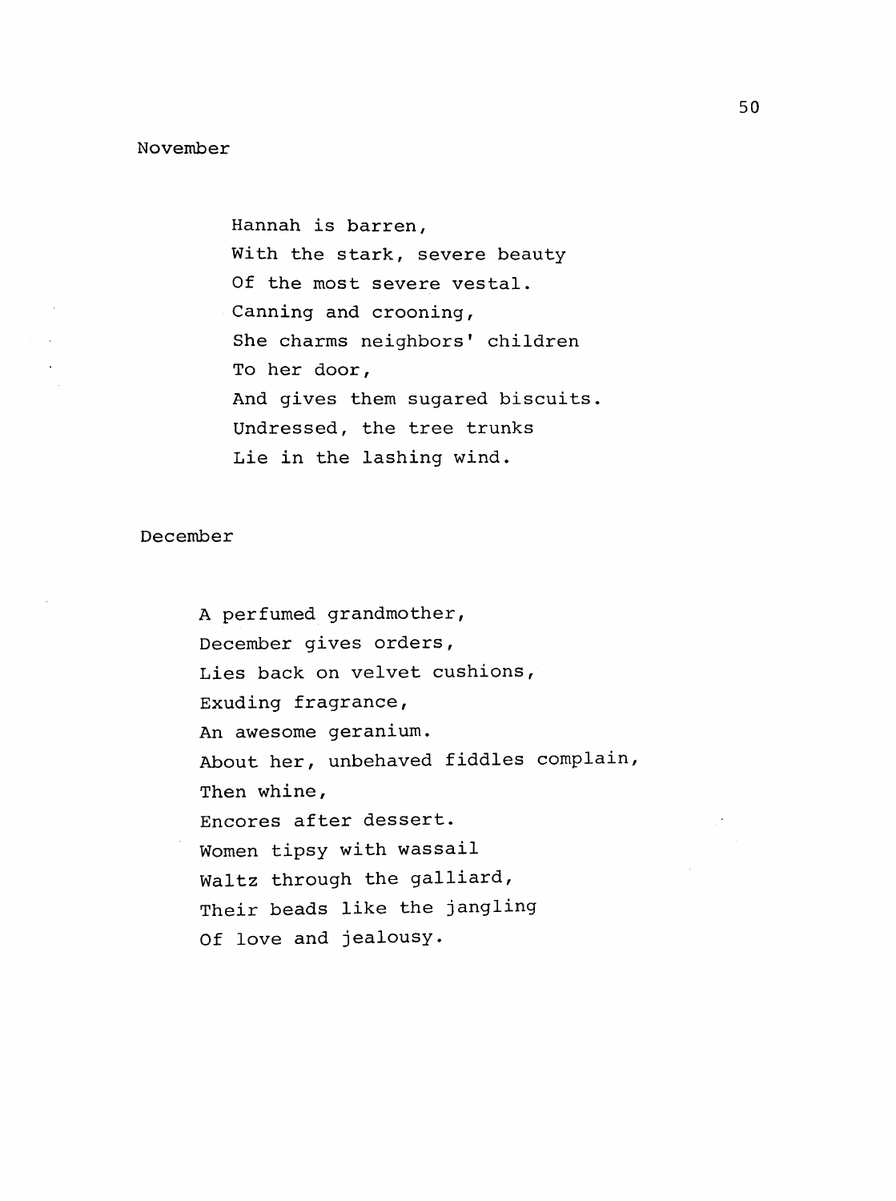## November

Hannah is barren,  
With the stark, severe beauty  
Of the most severe vestal.  
Canning and crooning,  
She charms neighbors' children  
To her door,  
And gives them sugared biscuits.  
Undressed, the tree trunks  
Lie in the lashing wind.

## December

A perfumed grandmother,  
December gives orders,  
Lies back on velvet cushions,  
Exuding fragrance,  
An awesome geranium.  
About her, unbehaved fiddles complain,  
Then whine,  
Encores after dessert.  
Women tipsy with wassail  
Waltz through the galliard,  
Their beads like the jangling  
Of love and jealousy.